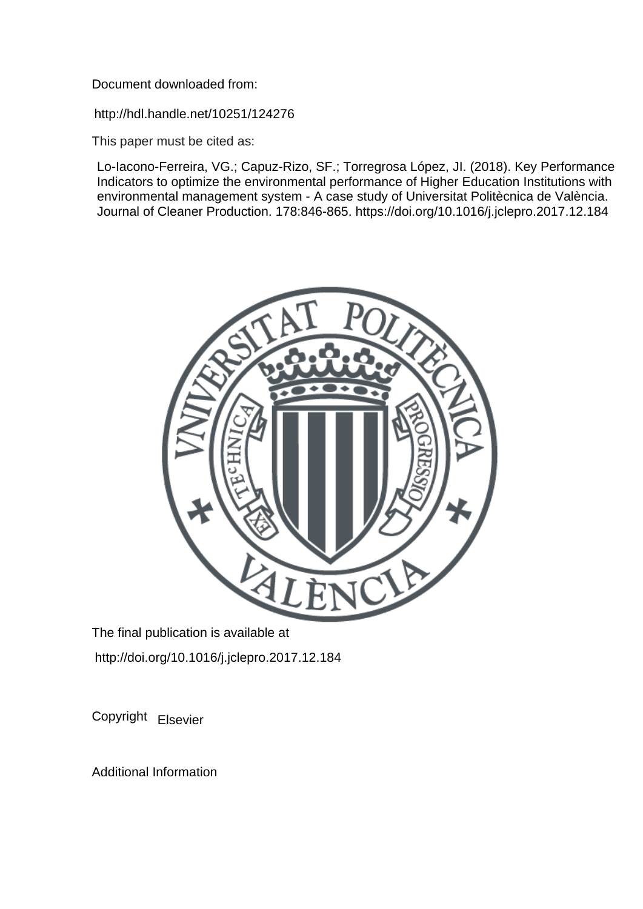Document downloaded from:

http://hdl.handle.net/10251/124276

This paper must be cited as:

Lo-Iacono-Ferreira, VG.; Capuz-Rizo, SF.; Torregrosa López, JI. (2018). Key Performance Indicators to optimize the environmental performance of Higher Education Institutions with environmental management system - A case study of Universitat Politècnica de València. Journal of Cleaner Production. 178:846-865. https://doi.org/10.1016/j.jclepro.2017.12.184

The final publication is available at

http://doi.org/10.1016/j.jclepro.2017.12.184

Copyright Elsevier

Additional Information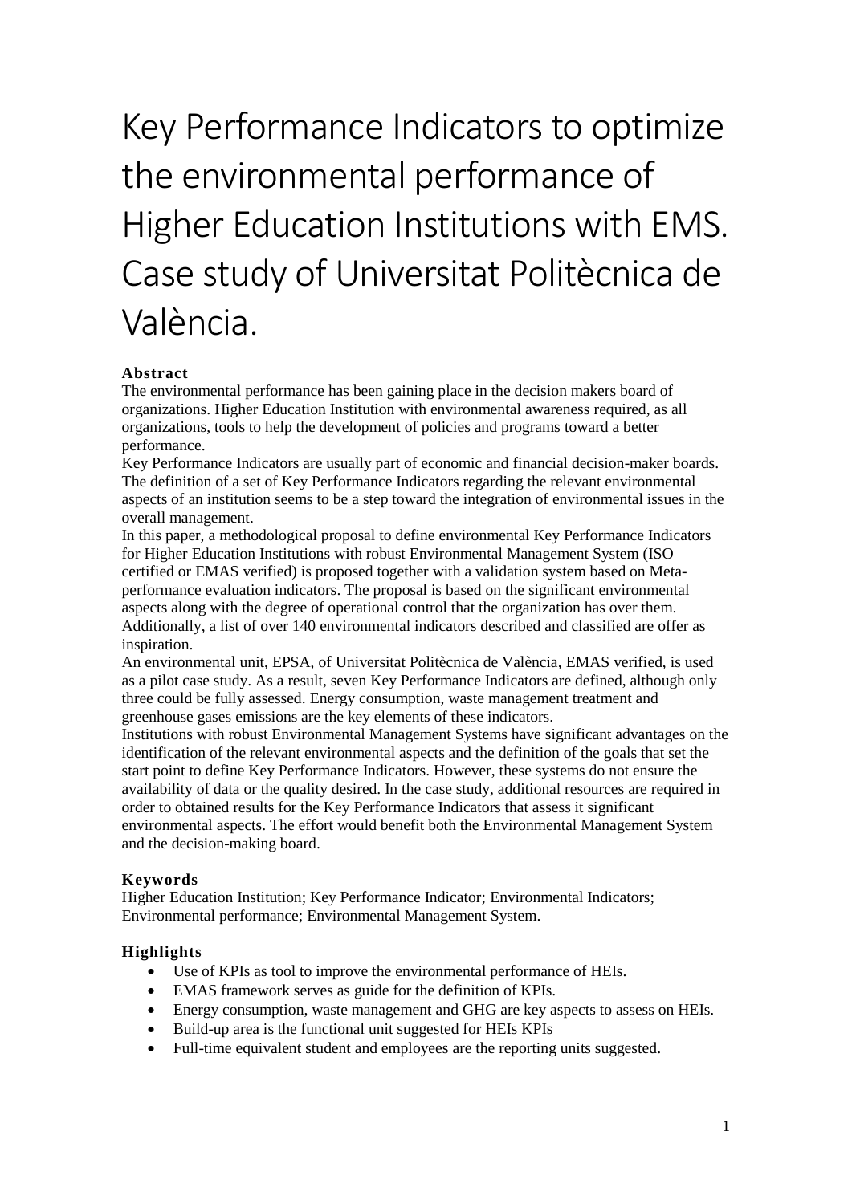# Key Performance Indicators to optimize the environmental performance of Higher Education Institutions with EMS. Case study of Universitat Politècnica de València.

**Abstract**

The environmental performance has been gaining place in the decision makers board of organizations. Higher Education Institution with environmental awareness required, as all organizations, tools to help the development of policies and programs toward a better performance.

Key Performance Indicators are usually part of economic and financial decision-maker boards. The definition of a set of Key Performance Indicators regarding the relevant environmental aspects of an institution seems to be a step toward the integration of environmental issues in the overall management.

In this paper, a methodological proposal to define environmental Key Performance Indicators for Higher Education Institutions with robust Environmental Management System (ISO certified or EMAS verified) is proposed together with a validation system based on Meta-performance evaluation indicators. The proposal is based on the significant environmental aspects along with the degree of operational control that the organization has over them. Additionally, a list of over 140 environmental indicators described and classified are offer as inspiration.

An environmental unit, EPSA, of Universitat Politècnica de València, EMAS verified, is used as a pilot case study. As a result, seven Key Performance Indicators are defined, although only three could be fully assessed. Energy consumption, waste management treatment and greenhouse gases emissions are the key elements of these indicators.

Institutions with robust Environmental Management Systems have significant advantages on the identification of the relevant environmental aspects and the definition of the goals that set the start point to define Key Performance Indicators. However, these systems do not ensure the availability of data or the quality desired. In the case study, additional resources are required in order to obtained results for the Key Performance Indicators that assess it significant environmental aspects. The effort would benefit both the Environmental Management System and the decision-making board.

**Keywords**

Higher Education Institution; Key Performance Indicator; Environmental Indicators; Environmental performance; Environmental Management System.

**Highlights**

- Use of KPIs as tool to improve the environmental performance of HEIs.
- EMAS framework serves as guide for the definition of KPIs.
- Energy consumption, waste management and GHG are key aspects to assess on HEIs.
- Build-up area is the functional unit suggested for HEIs KPIs
- Full-time equivalent student and employees are the reporting units suggested.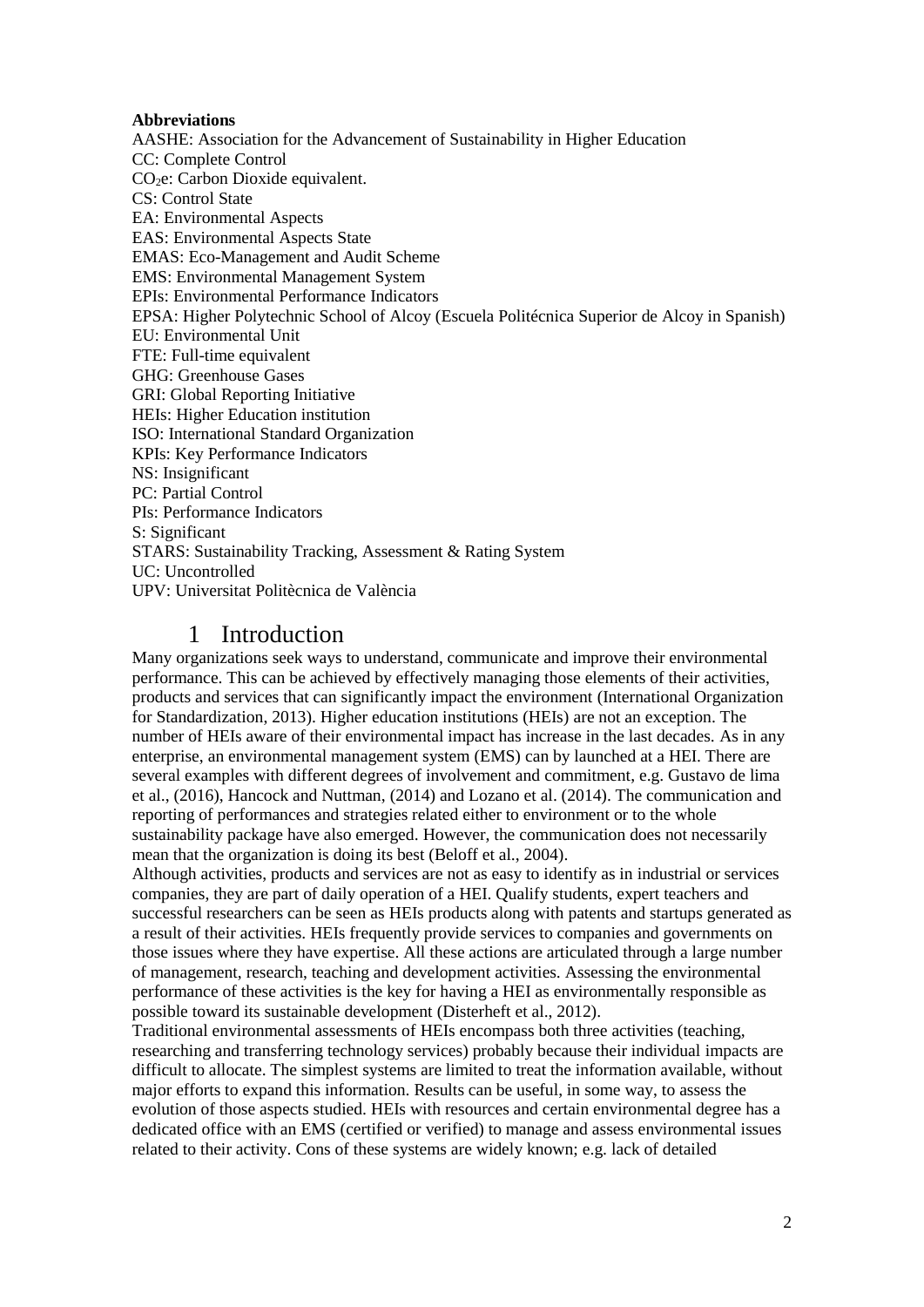**Abbreviations**

AASHE: Association for the Advancement of Sustainability in Higher Education
CC: Complete Control
$CO_2e$: Carbon Dioxide equivalent.
CS: Control State
EA: Environmental Aspects
EAS: Environmental Aspects State
EMAS: Eco-Management and Audit Scheme
EMS: Environmental Management System
EPIs: Environmental Performance Indicators
EPSA: Higher Polytechnic School of Alcoy (Escuela Politécnica Superior de Alcoy in Spanish)
EU: Environmental Unit
FTE: Full-time equivalent
GHG: Greenhouse Gases
GRI: Global Reporting Initiative
HEIs: Higher Education institution
ISO: International Standard Organization
KPIs: Key Performance Indicators
NS: Insignificant
PC: Partial Control
PIs: Performance Indicators
S: Significant
STARS: Sustainability Tracking, Assessment & Rating System
UC: Uncontrolled
UPV: Universitat Politècnica de València

# 1 Introduction

Many organizations seek ways to understand, communicate and improve their environmental performance. This can be achieved by effectively managing those elements of their activities, products and services that can significantly impact the environment (International Organization for Standardization, 2013). Higher education institutions (HEIs) are not an exception. The number of HEIs aware of their environmental impact has increase in the last decades. As in any enterprise, an environmental management system (EMS) can by launched at a HEI. There are several examples with different degrees of involvement and commitment, e.g. Gustavo de lima et al., (2016), Hancock and Nuttman, (2014) and Lozano et al. (2014). The communication and reporting of performances and strategies related either to environment or to the whole sustainability package have also emerged. However, the communication does not necessarily mean that the organization is doing its best (Beloff et al., 2004).

Although activities, products and services are not as easy to identify as in industrial or services companies, they are part of daily operation of a HEI. Qualify students, expert teachers and successful researchers can be seen as HEIs products along with patents and startups generated as a result of their activities. HEIs frequently provide services to companies and governments on those issues where they have expertise. All these actions are articulated through a large number of management, research, teaching and development activities. Assessing the environmental performance of these activities is the key for having a HEI as environmentally responsible as possible toward its sustainable development (Disterheft et al., 2012).

Traditional environmental assessments of HEIs encompass both three activities (teaching, researching and transferring technology services) probably because their individual impacts are difficult to allocate. The simplest systems are limited to treat the information available, without major efforts to expand this information. Results can be useful, in some way, to assess the evolution of those aspects studied. HEIs with resources and certain environmental degree has a dedicated office with an EMS (certified or verified) to manage and assess environmental issues related to their activity. Cons of these systems are widely known; e.g. lack of detailed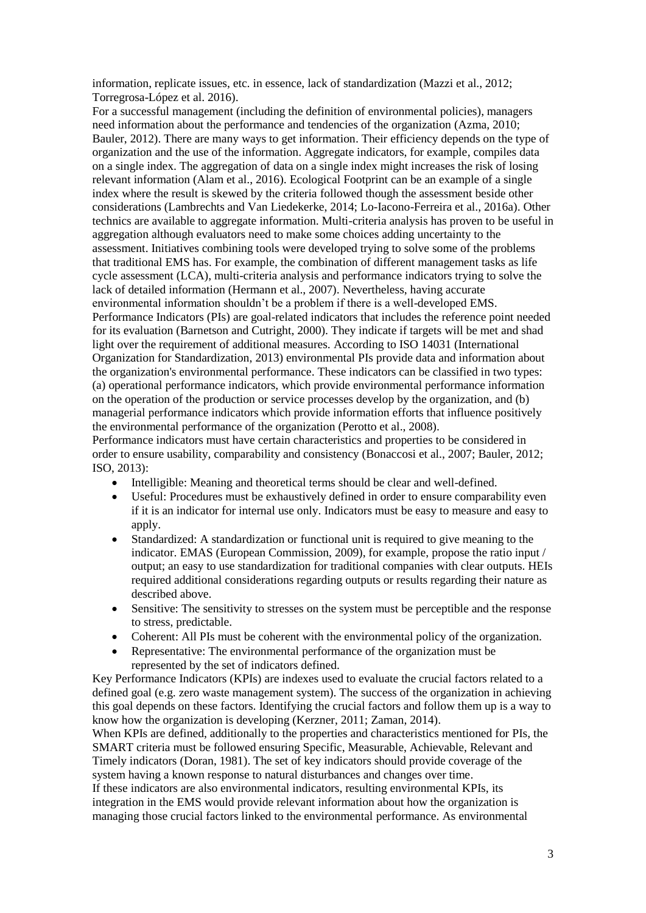information, replicate issues, etc. in essence, lack of standardization (Mazzi et al., 2012; Torregrosa-López et al. 2016).

For a successful management (including the definition of environmental policies), managers need information about the performance and tendencies of the organization (Azma, 2010; Bauler, 2012). There are many ways to get information. Their efficiency depends on the type of organization and the use of the information. Aggregate indicators, for example, compiles data on a single index. The aggregation of data on a single index might increases the risk of losing relevant information (Alam et al., 2016). Ecological Footprint can be an example of a single index where the result is skewed by the criteria followed though the assessment beside other considerations (Lambrechts and Van Liedekerke, 2014; Lo-Iacono-Ferreira et al., 2016a). Other technics are available to aggregate information. Multi-criteria analysis has proven to be useful in aggregation although evaluators need to make some choices adding uncertainty to the assessment. Initiatives combining tools were developed trying to solve some of the problems that traditional EMS has. For example, the combination of different management tasks as life cycle assessment (LCA), multi-criteria analysis and performance indicators trying to solve the lack of detailed information (Hermann et al., 2007). Nevertheless, having accurate environmental information shouldn't be a problem if there is a well-developed EMS.

Performance Indicators (PIs) are goal-related indicators that includes the reference point needed for its evaluation (Barnetson and Cutright, 2000). They indicate if targets will be met and shad light over the requirement of additional measures. According to ISO 14031 (International Organization for Standardization, 2013) environmental PIs provide data and information about the organization's environmental performance. These indicators can be classified in two types: (a) operational performance indicators, which provide environmental performance information on the operation of the production or service processes develop by the organization, and (b) managerial performance indicators which provide information efforts that influence positively the environmental performance of the organization (Perotto et al., 2008).

Performance indicators must have certain characteristics and properties to be considered in order to ensure usability, comparability and consistency (Bonaccosi et al., 2007; Bauler, 2012; ISO, 2013):

- Intelligible: Meaning and theoretical terms should be clear and well-defined.
- Useful: Procedures must be exhaustively defined in order to ensure comparability even if it is an indicator for internal use only. Indicators must be easy to measure and easy to apply.
- Standardized: A standardization or functional unit is required to give meaning to the indicator. EMAS (European Commission, 2009), for example, propose the ratio input / output; an easy to use standardization for traditional companies with clear outputs. HEIs required additional considerations regarding outputs or results regarding their nature as described above.
- Sensitive: The sensitivity to stresses on the system must be perceptible and the response to stress, predictable.
- Coherent: All PIs must be coherent with the environmental policy of the organization.
- Representative: The environmental performance of the organization must be represented by the set of indicators defined.

Key Performance Indicators (KPIs) are indexes used to evaluate the crucial factors related to a defined goal (e.g. zero waste management system). The success of the organization in achieving this goal depends on these factors. Identifying the crucial factors and follow them up is a way to know how the organization is developing (Kerzner, 2011; Zaman, 2014).

When KPIs are defined, additionally to the properties and characteristics mentioned for PIs, the SMART criteria must be followed ensuring Specific, Measurable, Achievable, Relevant and Timely indicators (Doran, 1981). The set of key indicators should provide coverage of the system having a known response to natural disturbances and changes over time.

If these indicators are also environmental indicators, resulting environmental KPIs, its integration in the EMS would provide relevant information about how the organization is managing those crucial factors linked to the environmental performance. As environmental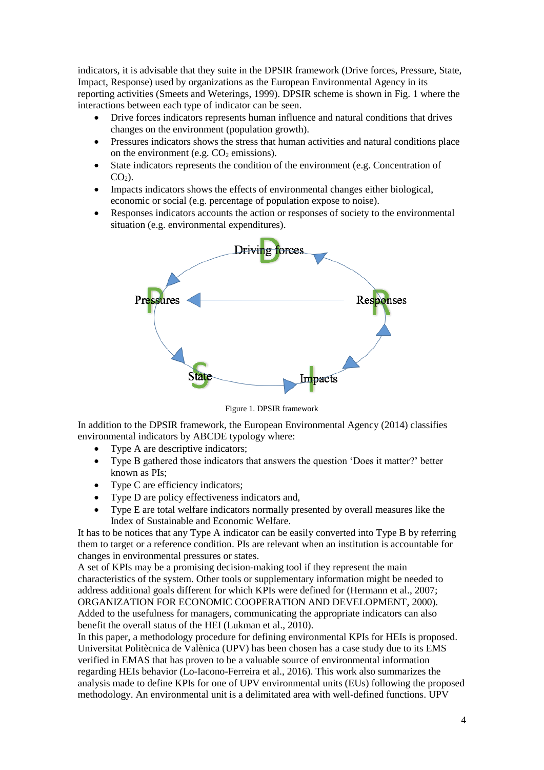indicators, it is advisable that they suite in the DPSIR framework (Drive forces, Pressure, State, Impact, Response) used by organizations as the European Environmental Agency in its reporting activities (Smeets and Weterings, 1999). DPSIR scheme is shown in Fig. 1 where the interactions between each type of indicator can be seen.

- Drive forces indicators represents human influence and natural conditions that drives changes on the environment (population growth).
- Pressures indicators shows the stress that human activities and natural conditions place on the environment (e.g. $CO_2$ emissions).
- State indicators represents the condition of the environment (e.g. Concentration of $CO_2$).
- Impacts indicators shows the effects of environmental changes either biological, economic or social (e.g. percentage of population expose to noise).
- Responses indicators accounts the action or responses of society to the environmental situation (e.g. environmental expenditures).

Figure 1. DPSIR framework

In addition to the DPSIR framework, the European Environmental Agency (2014) classifies environmental indicators by ABCDE typology where:

- Type A are descriptive indicators;
- Type B gathered those indicators that answers the question 'Does it matter?' better known as PIs;
- Type C are efficiency indicators;
- Type D are policy effectiveness indicators and,
- Type E are total welfare indicators normally presented by overall measures like the Index of Sustainable and Economic Welfare.

It has to be notices that any Type A indicator can be easily converted into Type B by referring them to target or a reference condition. PIs are relevant when an institution is accountable for changes in environmental pressures or states.

A set of KPIs may be a promising decision-making tool if they represent the main characteristics of the system. Other tools or supplementary information might be needed to address additional goals different for which KPIs were defined for (Hermann et al., 2007; ORGANIZATION FOR ECONOMIC COOPERATION AND DEVELOPMENT, 2000).

Added to the usefulness for managers, communicating the appropriate indicators can also benefit the overall status of the HEI (Lukman et al., 2010).

In this paper, a methodology procedure for defining environmental KPIs for HEIs is proposed. Universitat Politècnica de Valènica (UPV) has been chosen has a case study due to its EMS verified in EMAS that has proven to be a valuable source of environmental information regarding HEIs behavior (Lo-Iacono-Ferreira et al., 2016). This work also summarizes the analysis made to define KPIs for one of UPV environmental units (EUs) following the proposed methodology. An environmental unit is a delimitated area with well-defined functions. UPV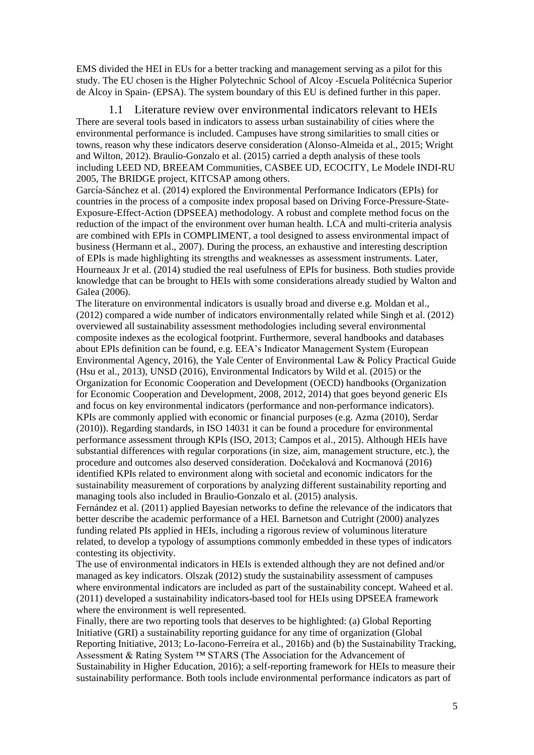EMS divided the HEI in EUs for a better tracking and management serving as a pilot for this study. The EU chosen is the Higher Polytechnic School of Alcoy -Escuela Politécnica Superior de Alcoy in Spain- (EPSA). The system boundary of this EU is defined further in this paper.

## 1.1 Literature review over environmental indicators relevant to HEIs

There are several tools based in indicators to assess urban sustainability of cities where the environmental performance is included. Campuses have strong similarities to small cities or towns, reason why these indicators deserve consideration (Alonso-Almeida et al., 2015; Wright and Wilton, 2012). Braulio-Gonzalo et al. (2015) carried a depth analysis of these tools including LEED ND, BREEAM Communities, CASBEE UD, ECOCITY, Le Modele INDI-RU 2005, The BRIDGE project, KITCSAP among others.

García-Sánchez et al. (2014) explored the Environmental Performance Indicators (EPIs) for countries in the process of a composite index proposal based on Driving Force-Pressure-State-Exposure-Effect-Action (DPSEEA) methodology. A robust and complete method focus on the reduction of the impact of the environment over human health. LCA and multi-criteria analysis are combined with EPIs in COMPLIMENT, a tool designed to assess environmental impact of business (Hermann et al., 2007). During the process, an exhaustive and interesting description of EPIs is made highlighting its strengths and weaknesses as assessment instruments. Later, Hourneaux Jr et al. (2014) studied the real usefulness of EPIs for business. Both studies provide knowledge that can be brought to HEIs with some considerations already studied by Walton and Galea (2006).

The literature on environmental indicators is usually broad and diverse e.g. Moldan et al., (2012) compared a wide number of indicators environmentally related while Singh et al. (2012) overviewed all sustainability assessment methodologies including several environmental composite indexes as the ecological footprint. Furthermore, several handbooks and databases about EPIs definition can be found, e.g. EEA's Indicator Management System (European Environmental Agency, 2016), the Yale Center of Environmental Law & Policy Practical Guide (Hsu et al., 2013), UNSD (2016), Environmental Indicators by Wild et al. (2015) or the Organization for Economic Cooperation and Development (OECD) handbooks (Organization for Economic Cooperation and Development, 2008, 2012, 2014) that goes beyond generic EIs and focus on key environmental indicators (performance and non-performance indicators). KPIs are commonly applied with economic or financial purposes (e.g. Azma (2010), Serdar (2010)). Regarding standards, in ISO 14031 it can be found a procedure for environmental performance assessment through KPIs (ISO, 2013; Campos et al., 2015). Although HEIs have substantial differences with regular corporations (in size, aim, management structure, etc.), the procedure and outcomes also deserved consideration. Dočekalová and Kocmanová (2016) identified KPIs related to environment along with societal and economic indicators for the sustainability measurement of corporations by analyzing different sustainability reporting and managing tools also included in Braulio-Gonzalo et al. (2015) analysis.

Fernández et al. (2011) applied Bayesian networks to define the relevance of the indicators that better describe the academic performance of a HEI. Barnetson and Cutright (2000) analyzes funding related PIs applied in HEIs, including a rigorous review of voluminous literature related, to develop a typology of assumptions commonly embedded in these types of indicators contesting its objectivity.

The use of environmental indicators in HEIs is extended although they are not defined and/or managed as key indicators. Olszak (2012) study the sustainability assessment of campuses where environmental indicators are included as part of the sustainability concept. Waheed et al. (2011) developed a sustainability indicators-based tool for HEIs using DPSEEA framework where the environment is well represented.

Finally, there are two reporting tools that deserves to be highlighted: (a) Global Reporting Initiative (GRI) a sustainability reporting guidance for any time of organization (Global Reporting Initiative, 2013; Lo-Iacono-Ferreira et al., 2016b) and (b) the Sustainability Tracking, Assessment & Rating System ™ STARS (The Association for the Advancement of Sustainability in Higher Education, 2016); a self-reporting framework for HEIs to measure their sustainability performance. Both tools include environmental performance indicators as part of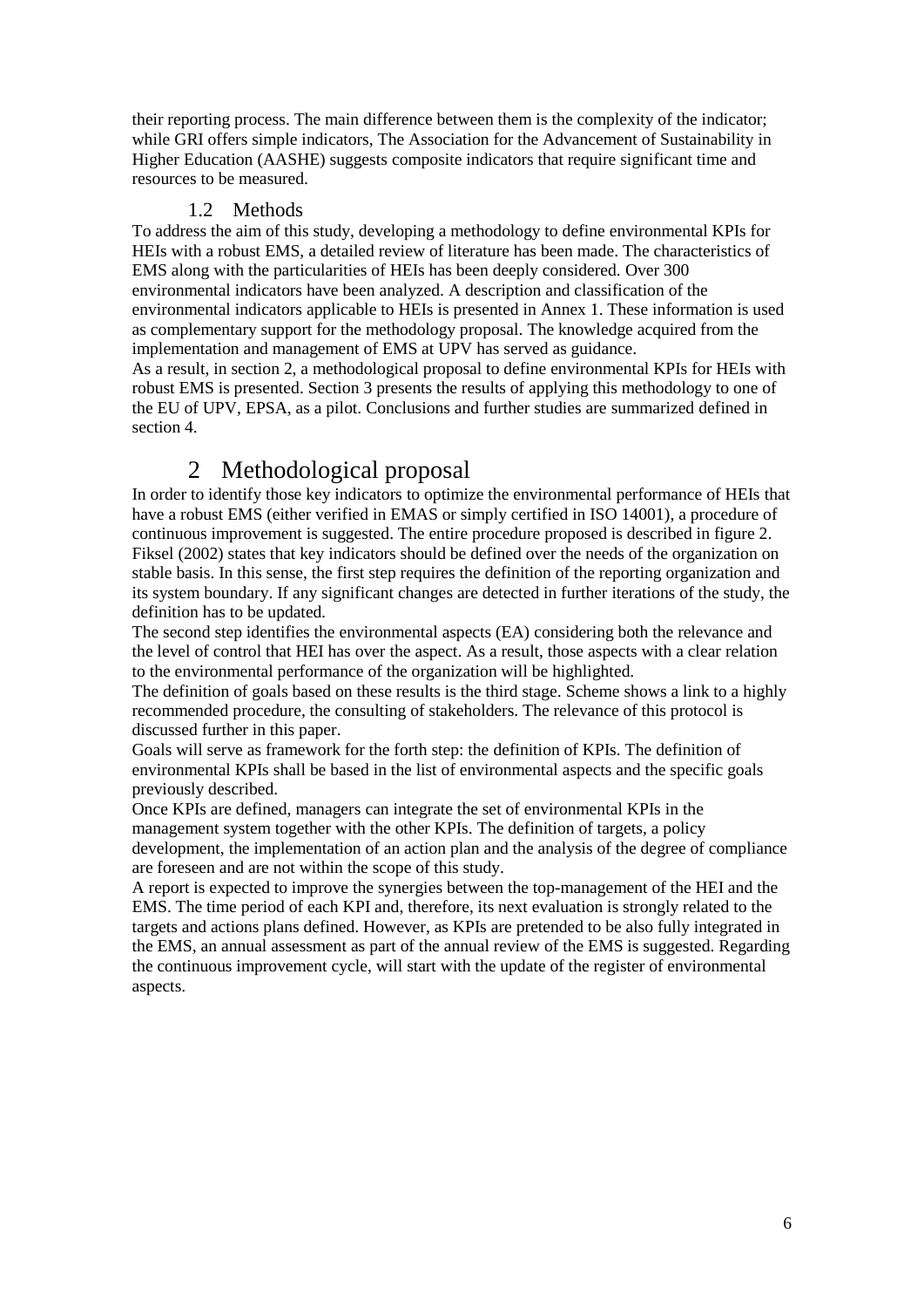their reporting process. The main difference between them is the complexity of the indicator; while GRI offers simple indicators, The Association for the Advancement of Sustainability in Higher Education (AASHE) suggests composite indicators that require significant time and resources to be measured.

### 1.2 Methods

To address the aim of this study, developing a methodology to define environmental KPIs for HEIs with a robust EMS, a detailed review of literature has been made. The characteristics of EMS along with the particularities of HEIs has been deeply considered. Over 300 environmental indicators have been analyzed. A description and classification of the environmental indicators applicable to HEIs is presented in Annex 1. These information is used as complementary support for the methodology proposal. The knowledge acquired from the implementation and management of EMS at UPV has served as guidance.

As a result, in section 2, a methodological proposal to define environmental KPIs for HEIs with robust EMS is presented. Section 3 presents the results of applying this methodology to one of the EU of UPV, EPSA, as a pilot. Conclusions and further studies are summarized defined in section 4.

## 2 Methodological proposal

In order to identify those key indicators to optimize the environmental performance of HEIs that have a robust EMS (either verified in EMAS or simply certified in ISO 14001), a procedure of continuous improvement is suggested. The entire procedure proposed is described in figure 2. Fiksel (2002) states that key indicators should be defined over the needs of the organization on stable basis. In this sense, the first step requires the definition of the reporting organization and its system boundary. If any significant changes are detected in further iterations of the study, the definition has to be updated.

The second step identifies the environmental aspects (EA) considering both the relevance and the level of control that HEI has over the aspect. As a result, those aspects with a clear relation to the environmental performance of the organization will be highlighted.

The definition of goals based on these results is the third stage. Scheme shows a link to a highly recommended procedure, the consulting of stakeholders. The relevance of this protocol is discussed further in this paper.

Goals will serve as framework for the forth step: the definition of KPIs. The definition of environmental KPIs shall be based in the list of environmental aspects and the specific goals previously described.

Once KPIs are defined, managers can integrate the set of environmental KPIs in the management system together with the other KPIs. The definition of targets, a policy development, the implementation of an action plan and the analysis of the degree of compliance are foreseen and are not within the scope of this study.

A report is expected to improve the synergies between the top-management of the HEI and the EMS. The time period of each KPI and, therefore, its next evaluation is strongly related to the targets and actions plans defined. However, as KPIs are pretended to be also fully integrated in the EMS, an annual assessment as part of the annual review of the EMS is suggested. Regarding the continuous improvement cycle, will start with the update of the register of environmental aspects.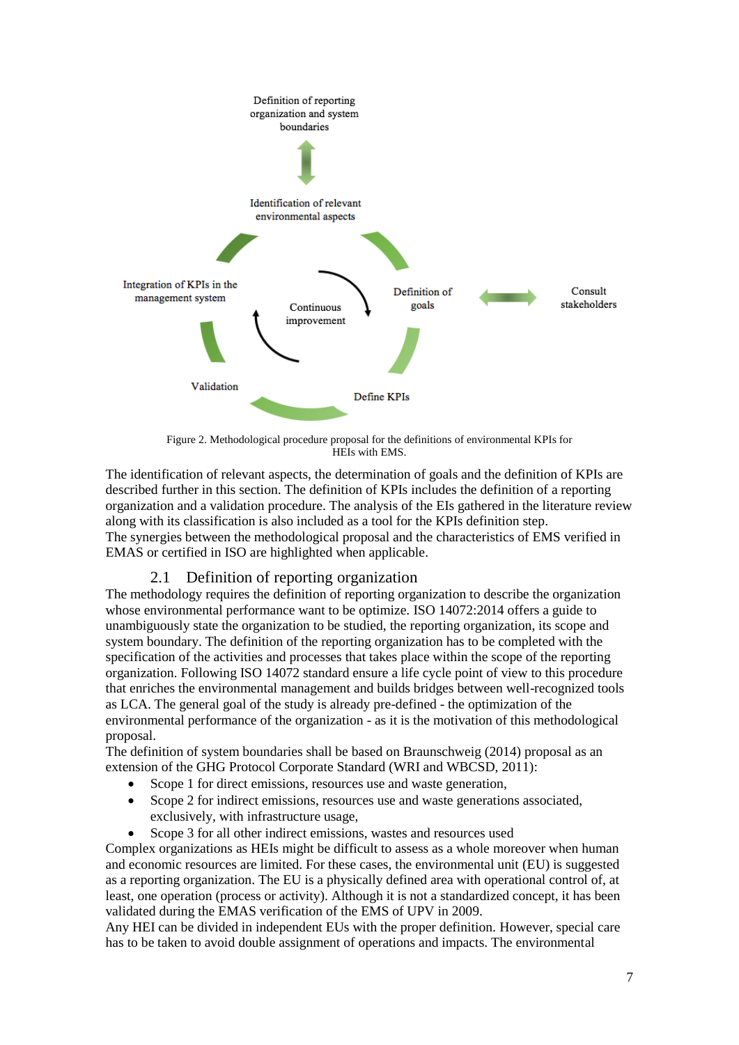Figure 2. Methodological procedure proposal for the definitions of environmental KPIs for HEIs with EMS.

The identification of relevant aspects, the determination of goals and the definition of KPIs are described further in this section. The definition of KPIs includes the definition of a reporting organization and a validation procedure. The analysis of the EIs gathered in the literature review along with its classification is also included as a tool for the KPIs definition step.
The synergies between the methodological proposal and the characteristics of EMS verified in EMAS or certified in ISO are highlighted when applicable.

## 2.1 Definition of reporting organization

The methodology requires the definition of reporting organization to describe the organization whose environmental performance want to be optimize. ISO 14072:2014 offers a guide to unambiguously state the organization to be studied, the reporting organization, its scope and system boundary. The definition of the reporting organization has to be completed with the specification of the activities and processes that takes place within the scope of the reporting organization. Following ISO 14072 standard ensure a life cycle point of view to this procedure that enriches the environmental management and builds bridges between well-recognized tools as LCA. The general goal of the study is already pre-defined - the optimization of the environmental performance of the organization - as it is the motivation of this methodological proposal.
The definition of system boundaries shall be based on Braunschweig (2014) proposal as an extension of the GHG Protocol Corporate Standard (WRI and WBCSD, 2011):

- Scope 1 for direct emissions, resources use and waste generation,
- Scope 2 for indirect emissions, resources use and waste generations associated, exclusively, with infrastructure usage,
- Scope 3 for all other indirect emissions, wastes and resources used

Complex organizations as HEIs might be difficult to assess as a whole moreover when human and economic resources are limited. For these cases, the environmental unit (EU) is suggested as a reporting organization. The EU is a physically defined area with operational control of, at least, one operation (process or activity). Although it is not a standardized concept, it has been validated during the EMAS verification of the EMS of UPV in 2009.
Any HEI can be divided in independent EUs with the proper definition. However, special care has to be taken to avoid double assignment of operations and impacts. The environmental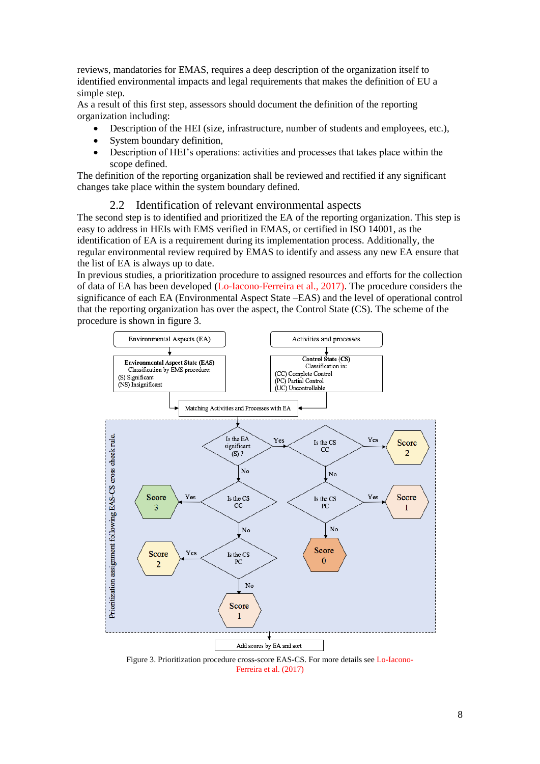reviews, mandatories for EMAS, requires a deep description of the organization itself to identified environmental impacts and legal requirements that makes the definition of EU a simple step.

As a result of this first step, assessors should document the definition of the reporting organization including:

- Description of the HEI (size, infrastructure, number of students and employees, etc.),
- System boundary definition,
- Description of HEI's operations: activities and processes that takes place within the scope defined.

The definition of the reporting organization shall be reviewed and rectified if any significant changes take place within the system boundary defined.

## 2.2 Identification of relevant environmental aspects

The second step is to identified and prioritized the EA of the reporting organization. This step is easy to address in HEIs with EMS verified in EMAS, or certified in ISO 14001, as the identification of EA is a requirement during its implementation process. Additionally, the regular environmental review required by EMAS to identify and assess any new EA ensure that the list of EA is always up to date.

In previous studies, a prioritization procedure to assigned resources and efforts for the collection of data of EA has been developed (Lo-Iacono-Ferreira et al., 2017). The procedure considers the significance of each EA (Environmental Aspect State –EAS) and the level of operational control that the reporting organization has over the aspect, the Control State (CS). The scheme of the procedure is shown in figure 3.

Figure 3. Prioritization procedure cross-score EAS-CS. For more details see Lo-Iacono-Ferreira et al. (2017)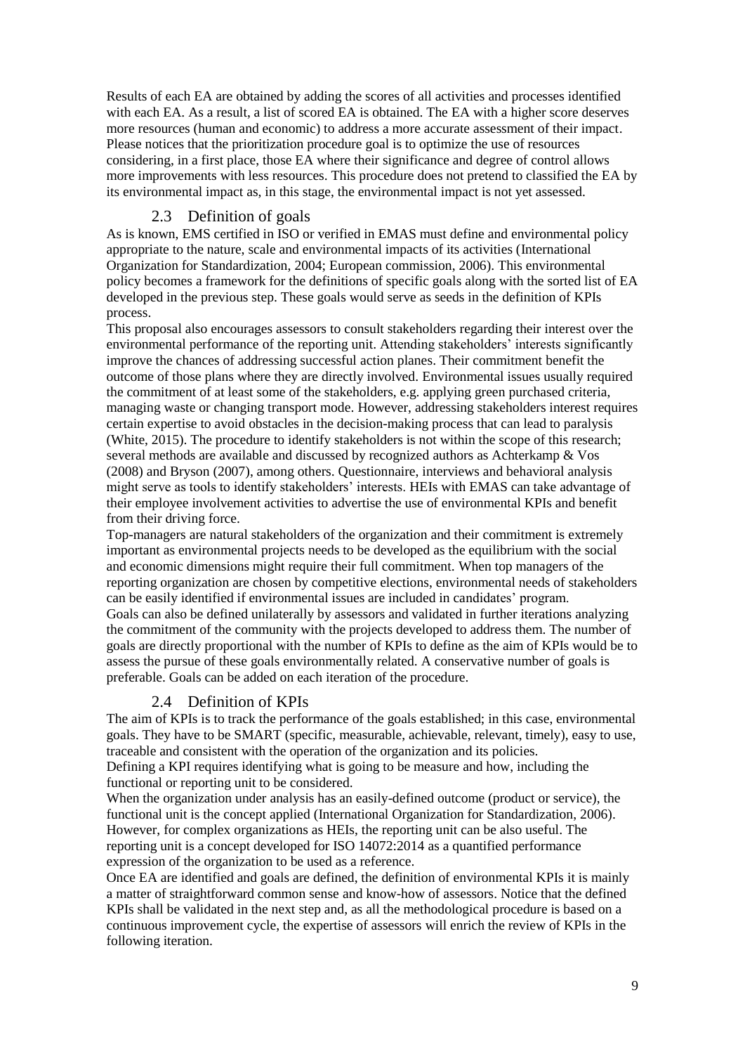Results of each EA are obtained by adding the scores of all activities and processes identified with each EA. As a result, a list of scored EA is obtained. The EA with a higher score deserves more resources (human and economic) to address a more accurate assessment of their impact. Please notices that the prioritization procedure goal is to optimize the use of resources considering, in a first place, those EA where their significance and degree of control allows more improvements with less resources. This procedure does not pretend to classified the EA by its environmental impact as, in this stage, the environmental impact is not yet assessed.

## 2.3 Definition of goals

As is known, EMS certified in ISO or verified in EMAS must define and environmental policy appropriate to the nature, scale and environmental impacts of its activities (International Organization for Standardization, 2004; European commission, 2006). This environmental policy becomes a framework for the definitions of specific goals along with the sorted list of EA developed in the previous step. These goals would serve as seeds in the definition of KPIs process.

This proposal also encourages assessors to consult stakeholders regarding their interest over the environmental performance of the reporting unit. Attending stakeholders' interests significantly improve the chances of addressing successful action planes. Their commitment benefit the outcome of those plans where they are directly involved. Environmental issues usually required the commitment of at least some of the stakeholders, e.g. applying green purchased criteria, managing waste or changing transport mode. However, addressing stakeholders interest requires certain expertise to avoid obstacles in the decision-making process that can lead to paralysis (White, 2015). The procedure to identify stakeholders is not within the scope of this research; several methods are available and discussed by recognized authors as Achterkamp & Vos (2008) and Bryson (2007), among others. Questionnaire, interviews and behavioral analysis might serve as tools to identify stakeholders' interests. HEIs with EMAS can take advantage of their employee involvement activities to advertise the use of environmental KPIs and benefit from their driving force.

Top-managers are natural stakeholders of the organization and their commitment is extremely important as environmental projects needs to be developed as the equilibrium with the social and economic dimensions might require their full commitment. When top managers of the reporting organization are chosen by competitive elections, environmental needs of stakeholders can be easily identified if environmental issues are included in candidates' program.

Goals can also be defined unilaterally by assessors and validated in further iterations analyzing the commitment of the community with the projects developed to address them. The number of goals are directly proportional with the number of KPIs to define as the aim of KPIs would be to assess the pursue of these goals environmentally related. A conservative number of goals is preferable. Goals can be added on each iteration of the procedure.

## 2.4 Definition of KPIs

The aim of KPIs is to track the performance of the goals established; in this case, environmental goals. They have to be SMART (specific, measurable, achievable, relevant, timely), easy to use, traceable and consistent with the operation of the organization and its policies.

Defining a KPI requires identifying what is going to be measure and how, including the functional or reporting unit to be considered.

When the organization under analysis has an easily-defined outcome (product or service), the functional unit is the concept applied (International Organization for Standardization, 2006). However, for complex organizations as HEIs, the reporting unit can be also useful. The reporting unit is a concept developed for ISO 14072:2014 as a quantified performance expression of the organization to be used as a reference.

Once EA are identified and goals are defined, the definition of environmental KPIs it is mainly a matter of straightforward common sense and know-how of assessors. Notice that the defined KPIs shall be validated in the next step and, as all the methodological procedure is based on a continuous improvement cycle, the expertise of assessors will enrich the review of KPIs in the following iteration.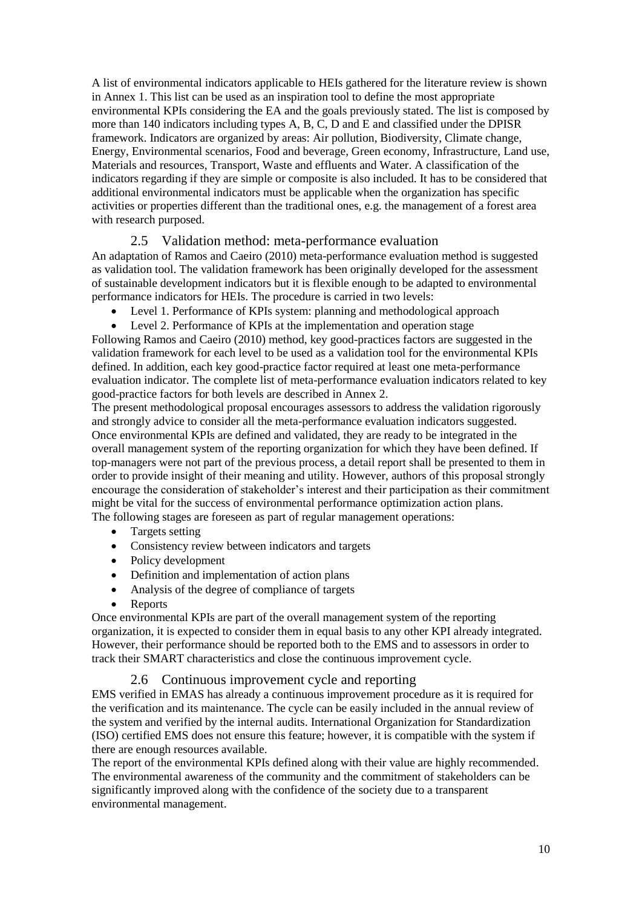A list of environmental indicators applicable to HEIs gathered for the literature review is shown in Annex 1. This list can be used as an inspiration tool to define the most appropriate environmental KPIs considering the EA and the goals previously stated. The list is composed by more than 140 indicators including types A, B, C, D and E and classified under the DPISR framework. Indicators are organized by areas: Air pollution, Biodiversity, Climate change, Energy, Environmental scenarios, Food and beverage, Green economy, Infrastructure, Land use, Materials and resources, Transport, Waste and effluents and Water. A classification of the indicators regarding if they are simple or composite is also included. It has to be considered that additional environmental indicators must be applicable when the organization has specific activities or properties different than the traditional ones, e.g. the management of a forest area with research purposed.

### 2.5 Validation method: meta-performance evaluation

An adaptation of Ramos and Caeiro (2010) meta-performance evaluation method is suggested as validation tool. The validation framework has been originally developed for the assessment of sustainable development indicators but it is flexible enough to be adapted to environmental performance indicators for HEIs. The procedure is carried in two levels:

- Level 1. Performance of KPIs system: planning and methodological approach
- Level 2. Performance of KPIs at the implementation and operation stage

Following Ramos and Caeiro (2010) method, key good-practices factors are suggested in the validation framework for each level to be used as a validation tool for the environmental KPIs defined. In addition, each key good-practice factor required at least one meta-performance evaluation indicator. The complete list of meta-performance evaluation indicators related to key good-practice factors for both levels are described in Annex 2.

The present methodological proposal encourages assessors to address the validation rigorously and strongly advice to consider all the meta-performance evaluation indicators suggested. Once environmental KPIs are defined and validated, they are ready to be integrated in the overall management system of the reporting organization for which they have been defined. If top-managers were not part of the previous process, a detail report shall be presented to them in order to provide insight of their meaning and utility. However, authors of this proposal strongly encourage the consideration of stakeholder's interest and their participation as their commitment might be vital for the success of environmental performance optimization action plans.

The following stages are foreseen as part of regular management operations:

- Targets setting
- Consistency review between indicators and targets
- Policy development
- Definition and implementation of action plans
- Analysis of the degree of compliance of targets
- Reports

Once environmental KPIs are part of the overall management system of the reporting organization, it is expected to consider them in equal basis to any other KPI already integrated. However, their performance should be reported both to the EMS and to assessors in order to track their SMART characteristics and close the continuous improvement cycle.

### 2.6 Continuous improvement cycle and reporting

EMS verified in EMAS has already a continuous improvement procedure as it is required for the verification and its maintenance. The cycle can be easily included in the annual review of the system and verified by the internal audits. International Organization for Standardization (ISO) certified EMS does not ensure this feature; however, it is compatible with the system if there are enough resources available.

The report of the environmental KPIs defined along with their value are highly recommended. The environmental awareness of the community and the commitment of stakeholders can be significantly improved along with the confidence of the society due to a transparent environmental management.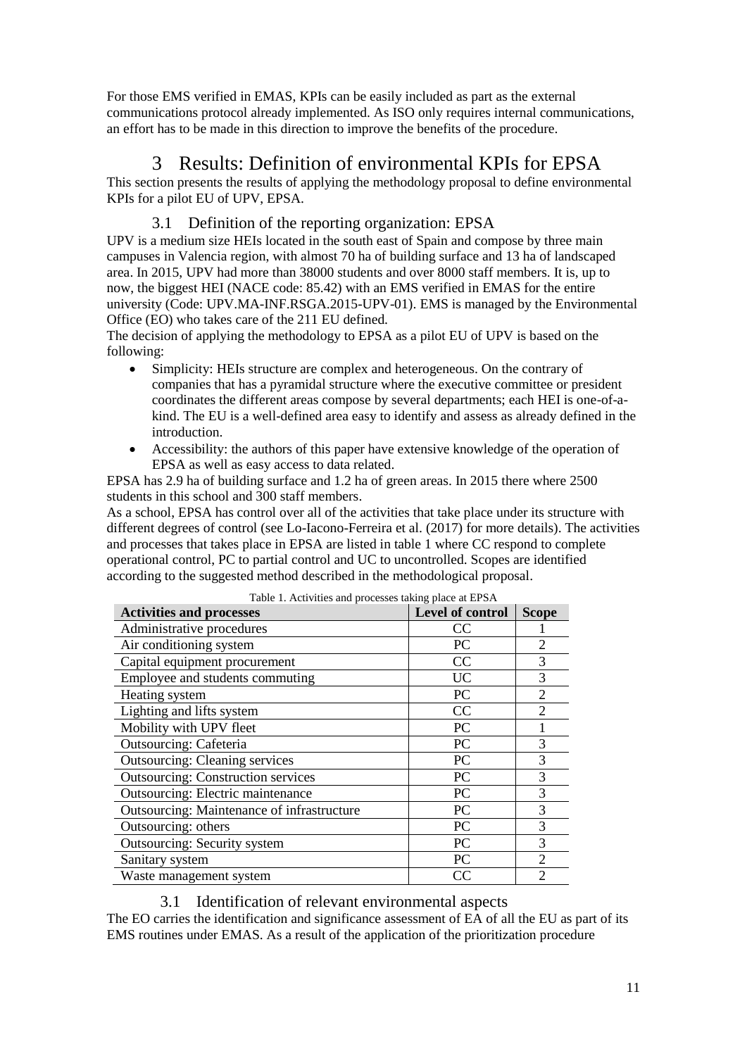For those EMS verified in EMAS, KPIs can be easily included as part as the external communications protocol already implemented. As ISO only requires internal communications, an effort has to be made in this direction to improve the benefits of the procedure.

# 3 Results: Definition of environmental KPIs for EPSA

This section presents the results of applying the methodology proposal to define environmental KPIs for a pilot EU of UPV, EPSA.

## 3.1 Definition of the reporting organization: EPSA

UPV is a medium size HEIs located in the south east of Spain and compose by three main campuses in Valencia region, with almost 70 ha of building surface and 13 ha of landscaped area. In 2015, UPV had more than 38000 students and over 8000 staff members. It is, up to now, the biggest HEI (NACE code: 85.42) with an EMS verified in EMAS for the entire university (Code: UPV.MA-INF.RSGA.2015-UPV-01). EMS is managed by the Environmental Office (EO) who takes care of the 211 EU defined.

The decision of applying the methodology to EPSA as a pilot EU of UPV is based on the following:

- Simplicity: HEIs structure are complex and heterogeneous. On the contrary of companies that has a pyramidal structure where the executive committee or president coordinates the different areas compose by several departments; each HEI is one-of-a-kind. The EU is a well-defined area easy to identify and assess as already defined in the introduction.
- Accessibility: the authors of this paper have extensive knowledge of the operation of EPSA as well as easy access to data related.

EPSA has 2.9 ha of building surface and 1.2 ha of green areas. In 2015 there where 2500 students in this school and 300 staff members.

As a school, EPSA has control over all of the activities that take place under its structure with different degrees of control (see Lo-Iacono-Ferreira et al. (2017) for more details). The activities and processes that takes place in EPSA are listed in table 1 where CC respond to complete operational control, PC to partial control and UC to uncontrolled. Scopes are identified according to the suggested method described in the methodological proposal.

Table 1. Activities and processes taking place at EPSA

| Activities and processes | Level of control | Scope |
|---|---|---|
| Administrative procedures | CC | 1 |
| Air conditioning system | PC | 2 |
| Capital equipment procurement | CC | 3 |
| Employee and students commuting | UC | 3 |
| Heating system | PC | 2 |
| Lighting and lifts system | CC | 2 |
| Mobility with UPV fleet | PC | 1 |
| Outsourcing: Cafeteria | PC | 3 |
| Outsourcing: Cleaning services | PC | 3 |
| Outsourcing: Construction services | PC | 3 |
| Outsourcing: Electric maintenance | PC | 3 |
| Outsourcing: Maintenance of infrastructure | PC | 3 |
| Outsourcing: others | PC | 3 |
| Outsourcing: Security system | PC | 3 |
| Sanitary system | PC | 2 |
| Waste management system | CC | 2 |

## 3.1 Identification of relevant environmental aspects

The EO carries the identification and significance assessment of EA of all the EU as part of its EMS routines under EMAS. As a result of the application of the prioritization procedure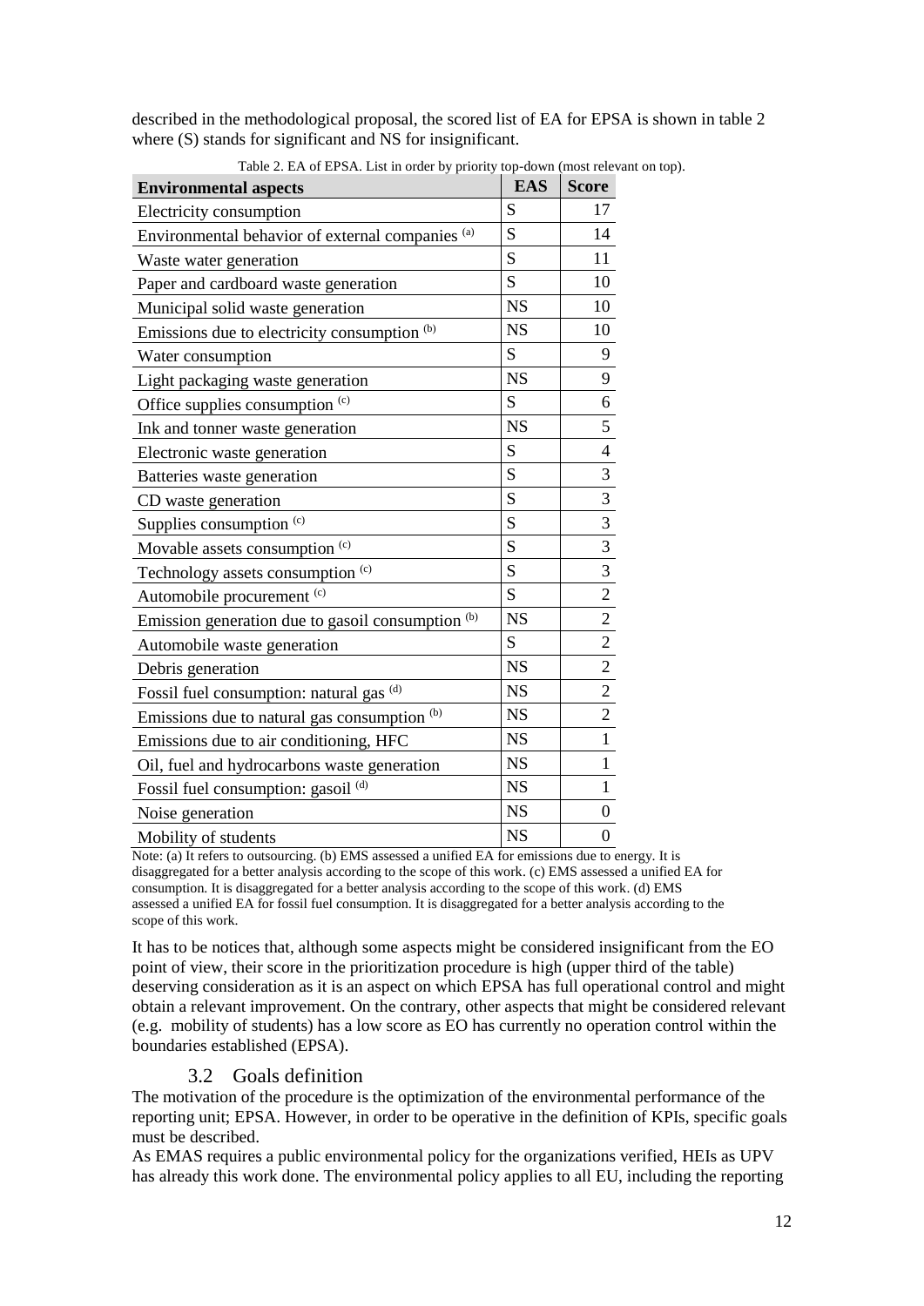described in the methodological proposal, the scored list of EA for EPSA is shown in table 2 where (S) stands for significant and NS for insignificant.

Table 2. EA of EPSA. List in order by priority top-down (most relevant on top).

| Environmental aspects | EAS | Score |
|---|---|---|
| Electricity consumption | S | 17 |
| Environmental behavior of external companies [(a)] | S | 14 |
| Waste water generation | S | 11 |
| Paper and cardboard waste generation | S | 10 |
| Municipal solid waste generation | NS | 10 |
| Emissions due to electricity consumption [(b)] | NS | 10 |
| Water consumption | S | 9 |
| Light packaging waste generation | NS | 9 |
| Office supplies consumption [(c)] | S | 6 |
| Ink and tonner waste generation | NS | 5 |
| Electronic waste generation | S | 4 |
| Batteries waste generation | S | 3 |
| CD waste generation | S | 3 |
| Supplies consumption [(c)] | S | 3 |
| Movable assets consumption [(c)] | S | 3 |
| Technology assets consumption [(c)] | S | 3 |
| Automobile procurement [(c)] | S | 2 |
| Emission generation due to gasoil consumption [(b)] | NS | 2 |
| Automobile waste generation | S | 2 |
| Debris generation | NS | 2 |
| Fossil fuel consumption: natural gas [(d)] | NS | 2 |
| Emissions due to natural gas consumption [(b)] | NS | 2 |
| Emissions due to air conditioning, HFC | NS | 1 |
| Oil, fuel and hydrocarbons waste generation | NS | 1 |
| Fossil fuel consumption: gasoil [(d)] | NS | 1 |
| Noise generation | NS | 0 |
| Mobility of students | NS | 0 |

Note: (a) It refers to outsourcing. (b) EMS assessed a unified EA for emissions due to energy. It is disaggregated for a better analysis according to the scope of this work. (c) EMS assessed a unified EA for consumption. It is disaggregated for a better analysis according to the scope of this work. (d) EMS assessed a unified EA for fossil fuel consumption. It is disaggregated for a better analysis according to the scope of this work.

It has to be notices that, although some aspects might be considered insignificant from the EO point of view, their score in the prioritization procedure is high (upper third of the table) deserving consideration as it is an aspect on which EPSA has full operational control and might obtain a relevant improvement. On the contrary, other aspects that might be considered relevant (e.g. mobility of students) has a low score as EO has currently no operation control within the boundaries established (EPSA).

### 3.2 Goals definition

The motivation of the procedure is the optimization of the environmental performance of the reporting unit; EPSA. However, in order to be operative in the definition of KPIs, specific goals must be described.

As EMAS requires a public environmental policy for the organizations verified, HEIs as UPV has already this work done. The environmental policy applies to all EU, including the reporting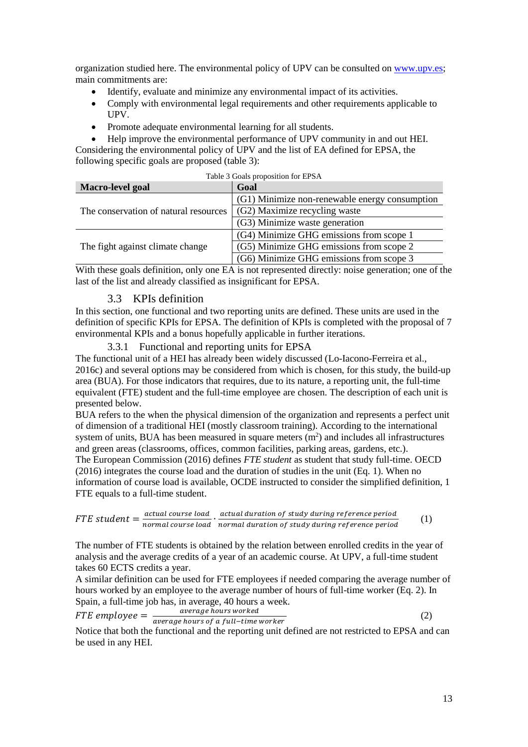organization studied here. The environmental policy of UPV can be consulted on www.upv.es; main commitments are:

- Identify, evaluate and minimize any environmental impact of its activities.
- Comply with environmental legal requirements and other requirements applicable to UPV.
- Promote adequate environmental learning for all students.
- Help improve the environmental performance of UPV community in and out HEI.

Considering the environmental policy of UPV and the list of EA defined for EPSA, the following specific goals are proposed (table 3):

Table 3 Goals proposition for EPSA

| Macro-level goal | Goal |
|---|---|
| The conservation of natural resources | (G1) Minimize non-renewable energy consumption |
| | (G2) Maximize recycling waste |
| | (G3) Minimize waste generation |
| The fight against climate change | (G4) Minimize GHG emissions from scope 1 |
| | (G5) Minimize GHG emissions from scope 2 |
| | (G6) Minimize GHG emissions from scope 3 |

With these goals definition, only one EA is not represented directly: noise generation; one of the last of the list and already classified as insignificant for EPSA.

## 3.3 KPIs definition

In this section, one functional and two reporting units are defined. These units are used in the definition of specific KPIs for EPSA. The definition of KPIs is completed with the proposal of 7 environmental KPIs and a bonus hopefully applicable in further iterations.

### 3.3.1 Functional and reporting units for EPSA

The functional unit of a HEI has already been widely discussed (Lo-Iacono-Ferreira et al., 2016c) and several options may be considered from which is chosen, for this study, the build-up area (BUA). For those indicators that requires, due to its nature, a reporting unit, the full-time equivalent (FTE) student and the full-time employee are chosen. The description of each unit is presented below.

BUA refers to the when the physical dimension of the organization and represents a perfect unit of dimension of a traditional HEI (mostly classroom training). According to the international system of units, BUA has been measured in square meters ($m^2$) and includes all infrastructures and green areas (classrooms, offices, common facilities, parking areas, gardens, etc.).

The European Commission (2016) defines *FTE student* as student that study full-time. OECD (2016) integrates the course load and the duration of studies in the unit (Eq. 1). When no information of course load is available, OCDE instructed to consider the simplified definition, 1 FTE equals to a full-time student.

$$FTE\ student = \frac{actual\ course\ load}{normal\ course\ load} \cdot \frac{actual\ duration\ of\ study\ during\ reference\ period}{normal\ duration\ of\ study\ during\ reference\ period} \qquad (1)$$

The number of FTE students is obtained by the relation between enrolled credits in the year of analysis and the average credits of a year of an academic course. At UPV, a full-time student takes 60 ECTS credits a year.

A similar definition can be used for FTE employees if needed comparing the average number of hours worked by an employee to the average number of hours of full-time worker (Eq. 2). In Spain, a full-time job has, in average, 40 hours a week.

$$FTE\ employee = \frac{average\ hours\ worked}{average\ hours\ of\ a\ full\text{-}time\ worker} \qquad (2)$$

Notice that both the functional and the reporting unit defined are not restricted to EPSA and can be used in any HEI.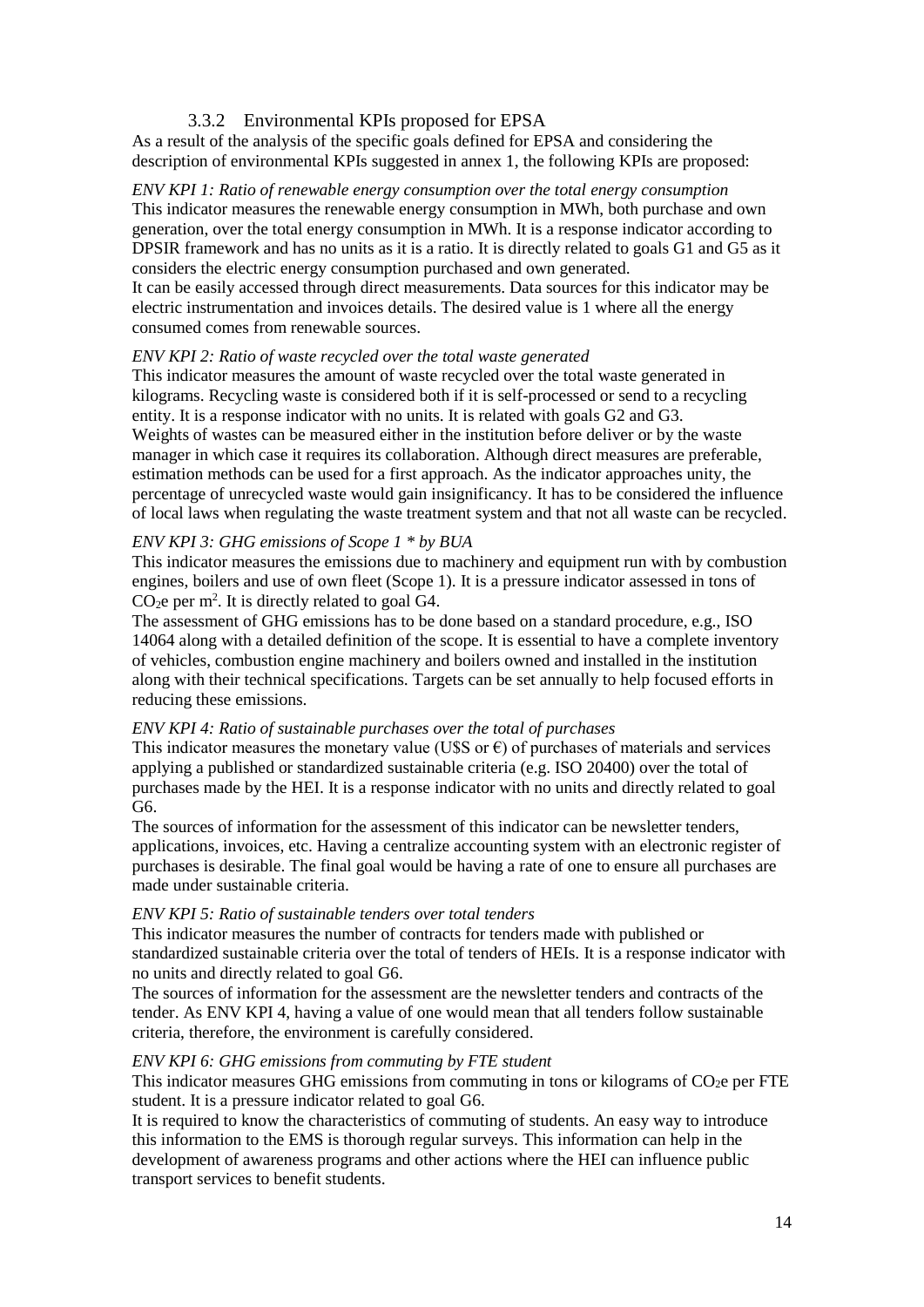### 3.3.2 Environmental KPIs proposed for EPSA

As a result of the analysis of the specific goals defined for EPSA and considering the description of environmental KPIs suggested in annex 1, the following KPIs are proposed:

*ENV KPI 1: Ratio of renewable energy consumption over the total energy consumption*

This indicator measures the renewable energy consumption in MWh, both purchase and own generation, over the total energy consumption in MWh. It is a response indicator according to DPSIR framework and has no units as it is a ratio. It is directly related to goals G1 and G5 as it considers the electric energy consumption purchased and own generated.

It can be easily accessed through direct measurements. Data sources for this indicator may be electric instrumentation and invoices details. The desired value is 1 where all the energy consumed comes from renewable sources.

*ENV KPI 2: Ratio of waste recycled over the total waste generated*

This indicator measures the amount of waste recycled over the total waste generated in kilograms. Recycling waste is considered both if it is self-processed or send to a recycling entity. It is a response indicator with no units. It is related with goals G2 and G3.

Weights of wastes can be measured either in the institution before deliver or by the waste manager in which case it requires its collaboration. Although direct measures are preferable, estimation methods can be used for a first approach. As the indicator approaches unity, the percentage of unrecycled waste would gain insignificancy. It has to be considered the influence of local laws when regulating the waste treatment system and that not all waste can be recycled.

*ENV KPI 3: GHG emissions of Scope 1 * by BUA*

This indicator measures the emissions due to machinery and equipment run with by combustion engines, boilers and use of own fleet (Scope 1). It is a pressure indicator assessed in tons of $CO_2e$ per $m^2$. It is directly related to goal G4.

The assessment of GHG emissions has to be done based on a standard procedure, e.g., ISO 14064 along with a detailed definition of the scope. It is essential to have a complete inventory of vehicles, combustion engine machinery and boilers owned and installed in the institution along with their technical specifications. Targets can be set annually to help focused efforts in reducing these emissions.

*ENV KPI 4: Ratio of sustainable purchases over the total of purchases*

This indicator measures the monetary value (U$S or €) of purchases of materials and services applying a published or standardized sustainable criteria (e.g. ISO 20400) over the total of purchases made by the HEI. It is a response indicator with no units and directly related to goal G6.

The sources of information for the assessment of this indicator can be newsletter tenders, applications, invoices, etc. Having a centralize accounting system with an electronic register of purchases is desirable. The final goal would be having a rate of one to ensure all purchases are made under sustainable criteria.

*ENV KPI 5: Ratio of sustainable tenders over total tenders*

This indicator measures the number of contracts for tenders made with published or standardized sustainable criteria over the total of tenders of HEIs. It is a response indicator with no units and directly related to goal G6.

The sources of information for the assessment are the newsletter tenders and contracts of the tender. As ENV KPI 4, having a value of one would mean that all tenders follow sustainable criteria, therefore, the environment is carefully considered.

*ENV KPI 6: GHG emissions from commuting by FTE student*

This indicator measures GHG emissions from commuting in tons or kilograms of $CO_2e$ per FTE student. It is a pressure indicator related to goal G6.

It is required to know the characteristics of commuting of students. An easy way to introduce this information to the EMS is thorough regular surveys. This information can help in the development of awareness programs and other actions where the HEI can influence public transport services to benefit students.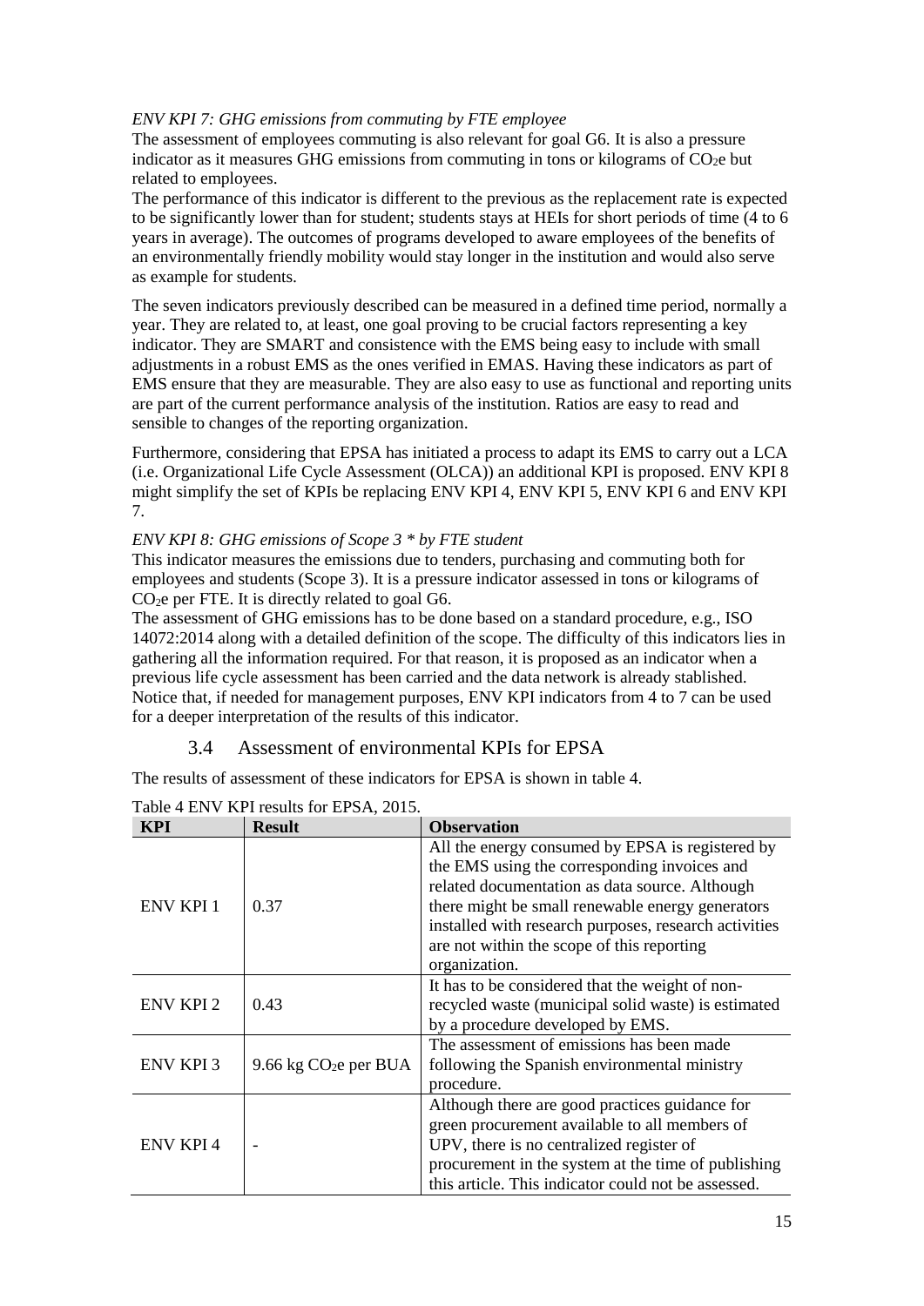*ENV KPI 7: GHG emissions from commuting by FTE employee*

The assessment of employees commuting is also relevant for goal G6. It is also a pressure indicator as it measures GHG emissions from commuting in tons or kilograms of $CO_2$e but related to employees.

The performance of this indicator is different to the previous as the replacement rate is expected to be significantly lower than for student; students stays at HEIs for short periods of time (4 to 6 years in average). The outcomes of programs developed to aware employees of the benefits of an environmentally friendly mobility would stay longer in the institution and would also serve as example for students.

The seven indicators previously described can be measured in a defined time period, normally a year. They are related to, at least, one goal proving to be crucial factors representing a key indicator. They are SMART and consistence with the EMS being easy to include with small adjustments in a robust EMS as the ones verified in EMAS. Having these indicators as part of EMS ensure that they are measurable. They are also easy to use as functional and reporting units are part of the current performance analysis of the institution. Ratios are easy to read and sensible to changes of the reporting organization.

Furthermore, considering that EPSA has initiated a process to adapt its EMS to carry out a LCA (i.e. Organizational Life Cycle Assessment (OLCA)) an additional KPI is proposed. ENV KPI 8 might simplify the set of KPIs be replacing ENV KPI 4, ENV KPI 5, ENV KPI 6 and ENV KPI 7.

*ENV KPI 8: GHG emissions of Scope 3 * by FTE student*

This indicator measures the emissions due to tenders, purchasing and commuting both for employees and students (Scope 3). It is a pressure indicator assessed in tons or kilograms of $CO_2$e per FTE. It is directly related to goal G6.

The assessment of GHG emissions has to be done based on a standard procedure, e.g., ISO 14072:2014 along with a detailed definition of the scope. The difficulty of this indicators lies in gathering all the information required. For that reason, it is proposed as an indicator when a previous life cycle assessment has been carried and the data network is already stablished. Notice that, if needed for management purposes, ENV KPI indicators from 4 to 7 can be used for a deeper interpretation of the results of this indicator.

### 3.4 Assessment of environmental KPIs for EPSA

The results of assessment of these indicators for EPSA is shown in table 4.

Table 4 ENV KPI results for EPSA, 2015.

| KPI | Result | Observation |
|---|---|---|
| ENV KPI 1 | 0.37 | All the energy consumed by EPSA is registered by the EMS using the corresponding invoices and related documentation as data source. Although there might be small renewable energy generators installed with research purposes, research activities are not within the scope of this reporting organization. |
| ENV KPI 2 | 0.43 | It has to be considered that the weight of non-recycled waste (municipal solid waste) is estimated by a procedure developed by EMS. |
| ENV KPI 3 | 9.66 kg $CO_2$e per BUA | The assessment of emissions has been made following the Spanish environmental ministry procedure. |
| ENV KPI 4 | - | Although there are good practices guidance for green procurement available to all members of UPV, there is no centralized register of procurement in the system at the time of publishing this article. This indicator could not be assessed. |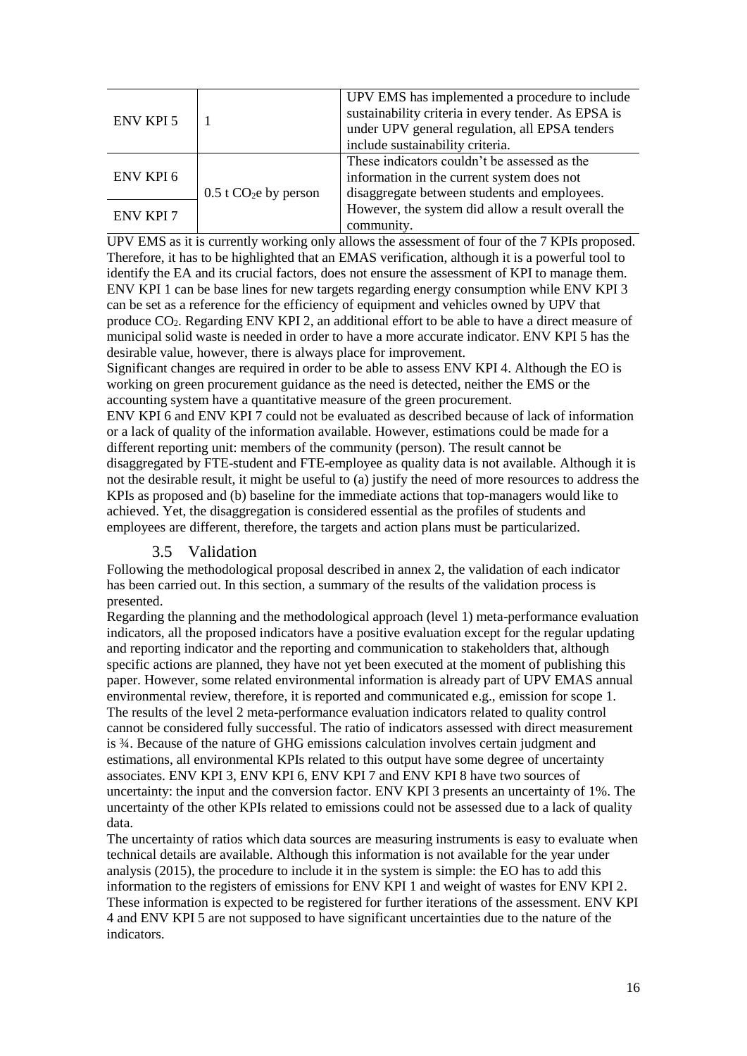| | | |
|---|---|---|
| ENV KPI 5 | 1 | UPV EMS has implemented a procedure to include sustainability criteria in every tender. As EPSA is under UPV general regulation, all EPSA tenders include sustainability criteria. |
| ENV KPI 6 | 0.5 t $CO_2$e by person | These indicators couldn't be assessed as the information in the current system does not disaggregate between students and employees. However, the system did allow a result overall the community. |
| ENV KPI 7 | | |

UPV EMS as it is currently working only allows the assessment of four of the 7 KPIs proposed. Therefore, it has to be highlighted that an EMAS verification, although it is a powerful tool to identify the EA and its crucial factors, does not ensure the assessment of KPI to manage them. ENV KPI 1 can be base lines for new targets regarding energy consumption while ENV KPI 3 can be set as a reference for the efficiency of equipment and vehicles owned by UPV that produce $CO_2$. Regarding ENV KPI 2, an additional effort to be able to have a direct measure of municipal solid waste is needed in order to have a more accurate indicator. ENV KPI 5 has the desirable value, however, there is always place for improvement.

Significant changes are required in order to be able to assess ENV KPI 4. Although the EO is working on green procurement guidance as the need is detected, neither the EMS or the accounting system have a quantitative measure of the green procurement.

ENV KPI 6 and ENV KPI 7 could not be evaluated as described because of lack of information or a lack of quality of the information available. However, estimations could be made for a different reporting unit: members of the community (person). The result cannot be disaggregated by FTE-student and FTE-employee as quality data is not available. Although it is not the desirable result, it might be useful to (a) justify the need of more resources to address the KPIs as proposed and (b) baseline for the immediate actions that top-managers would like to achieved. Yet, the disaggregation is considered essential as the profiles of students and employees are different, therefore, the targets and action plans must be particularized.

### 3.5 Validation

Following the methodological proposal described in annex 2, the validation of each indicator has been carried out. In this section, a summary of the results of the validation process is presented.

Regarding the planning and the methodological approach (level 1) meta-performance evaluation indicators, all the proposed indicators have a positive evaluation except for the regular updating and reporting indicator and the reporting and communication to stakeholders that, although specific actions are planned, they have not yet been executed at the moment of publishing this paper. However, some related environmental information is already part of UPV EMAS annual environmental review, therefore, it is reported and communicated e.g., emission for scope 1.

The results of the level 2 meta-performance evaluation indicators related to quality control cannot be considered fully successful. The ratio of indicators assessed with direct measurement is ¾. Because of the nature of GHG emissions calculation involves certain judgment and estimations, all environmental KPIs related to this output have some degree of uncertainty associates. ENV KPI 3, ENV KPI 6, ENV KPI 7 and ENV KPI 8 have two sources of uncertainty: the input and the conversion factor. ENV KPI 3 presents an uncertainty of 1%. The uncertainty of the other KPIs related to emissions could not be assessed due to a lack of quality data.

The uncertainty of ratios which data sources are measuring instruments is easy to evaluate when technical details are available. Although this information is not available for the year under analysis (2015), the procedure to include it in the system is simple: the EO has to add this information to the registers of emissions for ENV KPI 1 and weight of wastes for ENV KPI 2. These information is expected to be registered for further iterations of the assessment. ENV KPI 4 and ENV KPI 5 are not supposed to have significant uncertainties due to the nature of the indicators.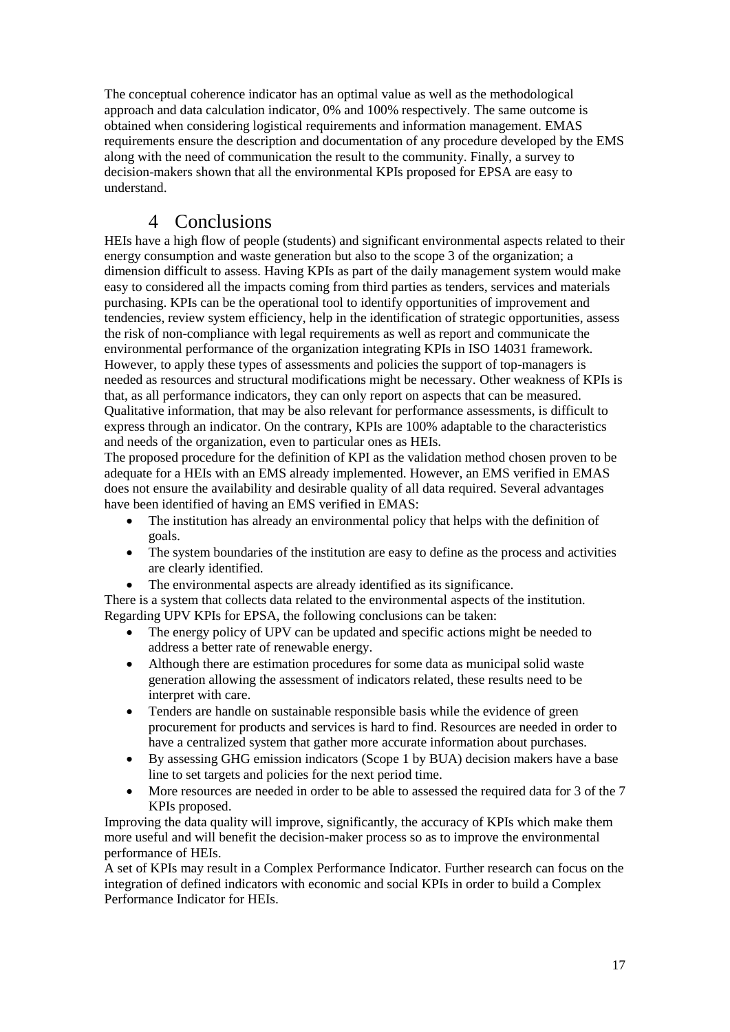The conceptual coherence indicator has an optimal value as well as the methodological approach and data calculation indicator, 0% and 100% respectively. The same outcome is obtained when considering logistical requirements and information management. EMAS requirements ensure the description and documentation of any procedure developed by the EMS along with the need of communication the result to the community. Finally, a survey to decision-makers shown that all the environmental KPIs proposed for EPSA are easy to understand.

# 4 Conclusions

HEIs have a high flow of people (students) and significant environmental aspects related to their energy consumption and waste generation but also to the scope 3 of the organization; a dimension difficult to assess. Having KPIs as part of the daily management system would make easy to considered all the impacts coming from third parties as tenders, services and materials purchasing. KPIs can be the operational tool to identify opportunities of improvement and tendencies, review system efficiency, help in the identification of strategic opportunities, assess the risk of non-compliance with legal requirements as well as report and communicate the environmental performance of the organization integrating KPIs in ISO 14031 framework. However, to apply these types of assessments and policies the support of top-managers is needed as resources and structural modifications might be necessary. Other weakness of KPIs is that, as all performance indicators, they can only report on aspects that can be measured. Qualitative information, that may be also relevant for performance assessments, is difficult to express through an indicator. On the contrary, KPIs are 100% adaptable to the characteristics and needs of the organization, even to particular ones as HEIs.

The proposed procedure for the definition of KPI as the validation method chosen proven to be adequate for a HEIs with an EMS already implemented. However, an EMS verified in EMAS does not ensure the availability and desirable quality of all data required. Several advantages have been identified of having an EMS verified in EMAS:

- The institution has already an environmental policy that helps with the definition of goals.
- The system boundaries of the institution are easy to define as the process and activities are clearly identified.
- The environmental aspects are already identified as its significance.

There is a system that collects data related to the environmental aspects of the institution.

Regarding UPV KPIs for EPSA, the following conclusions can be taken:

- The energy policy of UPV can be updated and specific actions might be needed to address a better rate of renewable energy.
- Although there are estimation procedures for some data as municipal solid waste generation allowing the assessment of indicators related, these results need to be interpret with care.
- Tenders are handle on sustainable responsible basis while the evidence of green procurement for products and services is hard to find. Resources are needed in order to have a centralized system that gather more accurate information about purchases.
- By assessing GHG emission indicators (Scope 1 by BUA) decision makers have a base line to set targets and policies for the next period time.
- More resources are needed in order to be able to assessed the required data for 3 of the 7 KPIs proposed.

Improving the data quality will improve, significantly, the accuracy of KPIs which make them more useful and will benefit the decision-maker process so as to improve the environmental performance of HEIs.

A set of KPIs may result in a Complex Performance Indicator. Further research can focus on the integration of defined indicators with economic and social KPIs in order to build a Complex Performance Indicator for HEIs.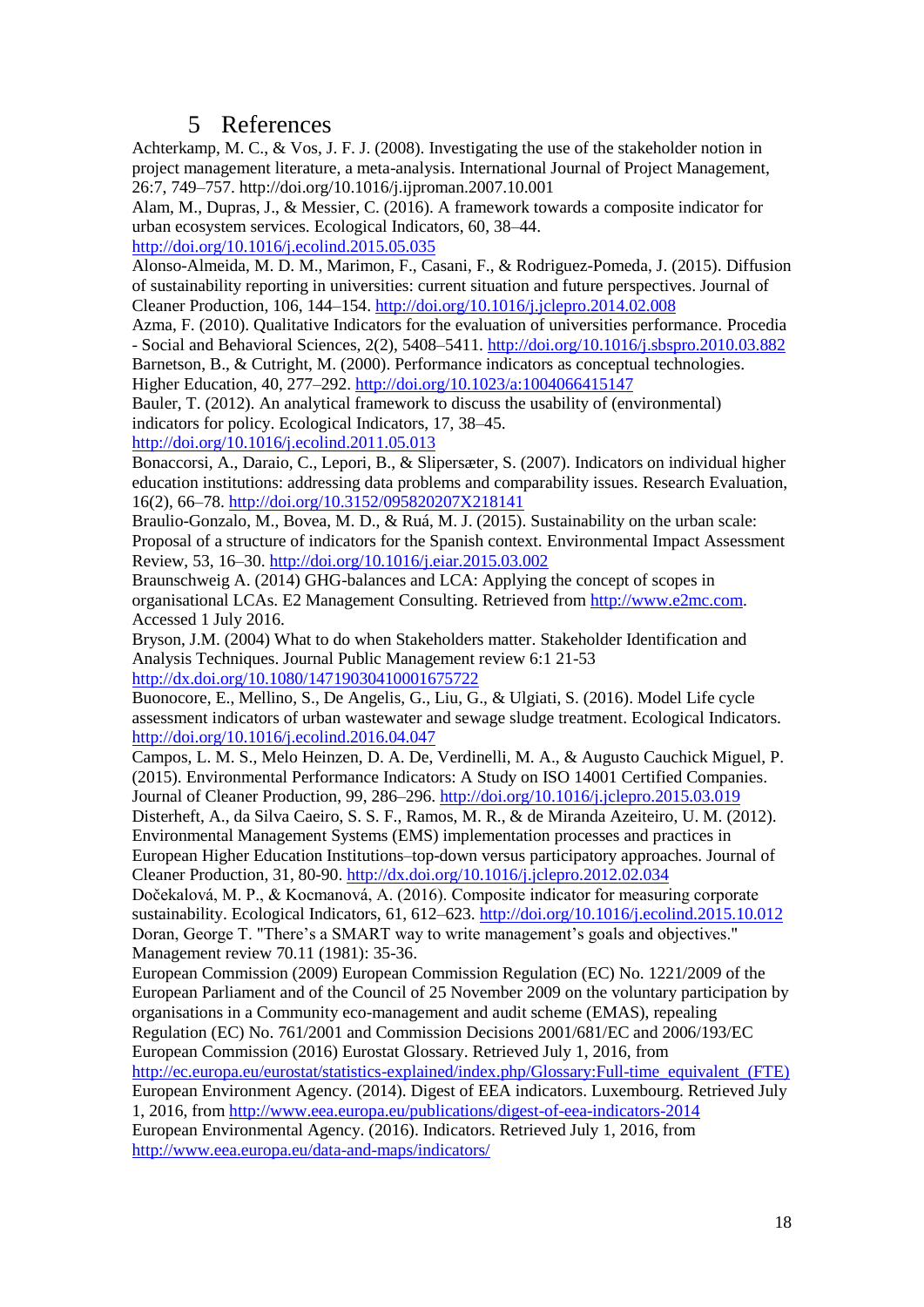# 5 References

Achterkamp, M. C., & Vos, J. F. J. (2008). Investigating the use of the stakeholder notion in project management literature, a meta-analysis. International Journal of Project Management, 26:7, 749–757. http://doi.org/10.1016/j.ijproman.2007.10.001

Alam, M., Dupras, J., & Messier, C. (2016). A framework towards a composite indicator for urban ecosystem services. Ecological Indicators, 60, 38–44. http://doi.org/10.1016/j.ecolind.2015.05.035

Alonso-Almeida, M. D. M., Marimon, F., Casani, F., & Rodriguez-Pomeda, J. (2015). Diffusion of sustainability reporting in universities: current situation and future perspectives. Journal of Cleaner Production, 106, 144–154. http://doi.org/10.1016/j.jclepro.2014.02.008

Azma, F. (2010). Qualitative Indicators for the evaluation of universities performance. Procedia - Social and Behavioral Sciences, 2(2), 5408–5411. http://doi.org/10.1016/j.sbspro.2010.03.882

Barnetson, B., & Cutright, M. (2000). Performance indicators as conceptual technologies. Higher Education, 40, 277–292. http://doi.org/10.1023/a:1004066415147

Bauler, T. (2012). An analytical framework to discuss the usability of (environmental) indicators for policy. Ecological Indicators, 17, 38–45. http://doi.org/10.1016/j.ecolind.2011.05.013

Bonaccorsi, A., Daraio, C., Lepori, B., & Slipersæter, S. (2007). Indicators on individual higher education institutions: addressing data problems and comparability issues. Research Evaluation, 16(2), 66–78. http://doi.org/10.3152/095820207X218141

Braulio-Gonzalo, M., Bovea, M. D., & Ruá, M. J. (2015). Sustainability on the urban scale: Proposal of a structure of indicators for the Spanish context. Environmental Impact Assessment Review, 53, 16–30. http://doi.org/10.1016/j.eiar.2015.03.002

Braunschweig A. (2014) GHG-balances and LCA: Applying the concept of scopes in organisational LCAs. E2 Management Consulting. Retrieved from http://www.e2mc.com. Accessed 1 July 2016.

Bryson, J.M. (2004) What to do when Stakeholders matter. Stakeholder Identification and Analysis Techniques. Journal Public Management review 6:1 21-53 http://dx.doi.org/10.1080/14719030410001675722

Buonocore, E., Mellino, S., De Angelis, G., Liu, G., & Ulgiati, S. (2016). Model Life cycle assessment indicators of urban wastewater and sewage sludge treatment. Ecological Indicators. http://doi.org/10.1016/j.ecolind.2016.04.047

Campos, L. M. S., Melo Heinzen, D. A. De, Verdinelli, M. A., & Augusto Cauchick Miguel, P. (2015). Environmental Performance Indicators: A Study on ISO 14001 Certified Companies. Journal of Cleaner Production, 99, 286–296. http://doi.org/10.1016/j.jclepro.2015.03.019

Disterheft, A., da Silva Caeiro, S. S. F., Ramos, M. R., & de Miranda Azeiteiro, U. M. (2012). Environmental Management Systems (EMS) implementation processes and practices in European Higher Education Institutions–top-down versus participatory approaches. Journal of Cleaner Production, 31, 80-90. http://dx.doi.org/10.1016/j.jclepro.2012.02.034

Dočekalová, M. P., & Kocmanová, A. (2016). Composite indicator for measuring corporate sustainability. Ecological Indicators, 61, 612–623. http://doi.org/10.1016/j.ecolind.2015.10.012

Doran, George T. "There's a SMART way to write management's goals and objectives." Management review 70.11 (1981): 35-36.

European Commission (2009) European Commission Regulation (EC) No. 1221/2009 of the European Parliament and of the Council of 25 November 2009 on the voluntary participation by organisations in a Community eco-management and audit scheme (EMAS), repealing Regulation (EC) No. 761/2001 and Commission Decisions 2001/681/EC and 2006/193/EC

European Commission (2016) Eurostat Glossary. Retrieved July 1, 2016, from http://ec.europa.eu/eurostat/statistics-explained/index.php/Glossary:Full-time_equivalent_(FTE)

European Environment Agency. (2014). Digest of EEA indicators. Luxembourg. Retrieved July 1, 2016, from http://www.eea.europa.eu/publications/digest-of-eea-indicators-2014

European Environmental Agency. (2016). Indicators. Retrieved July 1, 2016, from http://www.eea.europa.eu/data-and-maps/indicators/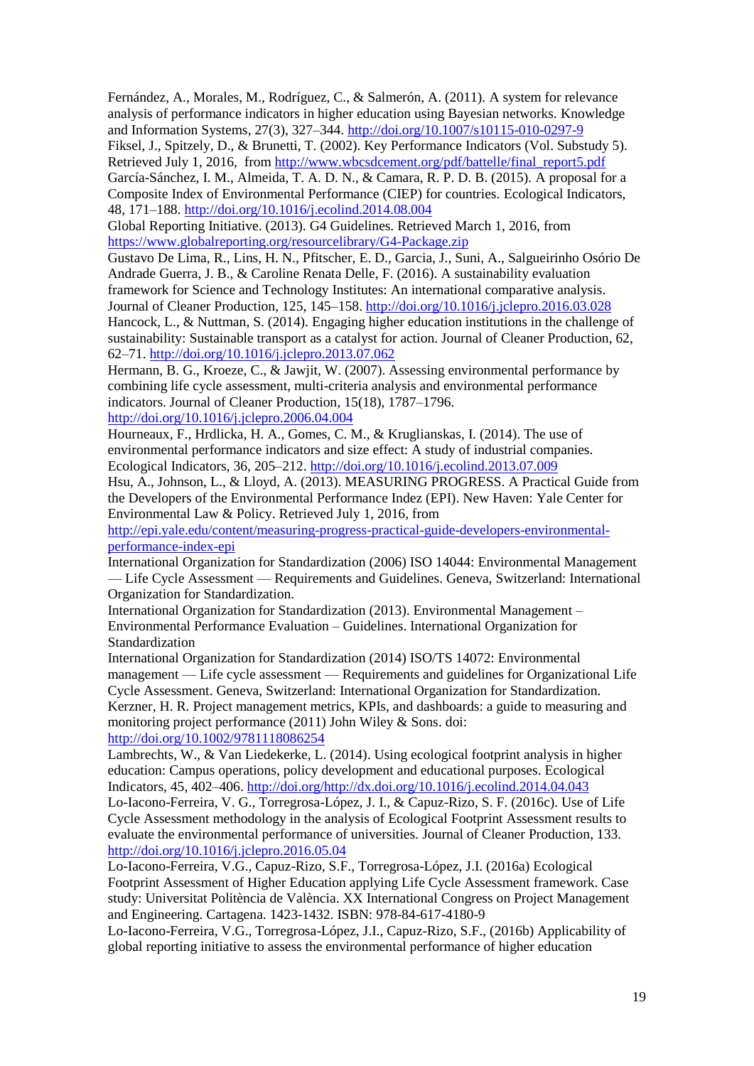Fernández, A., Morales, M., Rodríguez, C., & Salmerón, A. (2011). A system for relevance analysis of performance indicators in higher education using Bayesian networks. Knowledge and Information Systems, 27(3), 327–344. http://doi.org/10.1007/s10115-010-0297-9

Fiksel, J., Spitzely, D., & Brunetti, T. (2002). Key Performance Indicators (Vol. Substudy 5). Retrieved July 1, 2016, from http://www.wbcsdcement.org/pdf/battelle/final_report5.pdf

García-Sánchez, I. M., Almeida, T. A. D. N., & Camara, R. P. D. B. (2015). A proposal for a Composite Index of Environmental Performance (CIEP) for countries. Ecological Indicators, 48, 171–188. http://doi.org/10.1016/j.ecolind.2014.08.004

Global Reporting Initiative. (2013). G4 Guidelines. Retrieved March 1, 2016, from https://www.globalreporting.org/resourcelibrary/G4-Package.zip

Gustavo De Lima, R., Lins, H. N., Pfitscher, E. D., Garcia, J., Suni, A., Salgueirinho Osório De Andrade Guerra, J. B., & Caroline Renata Delle, F. (2016). A sustainability evaluation framework for Science and Technology Institutes: An international comparative analysis. Journal of Cleaner Production, 125, 145–158. http://doi.org/10.1016/j.jclepro.2016.03.028

Hancock, L., & Nuttman, S. (2014). Engaging higher education institutions in the challenge of sustainability: Sustainable transport as a catalyst for action. Journal of Cleaner Production, 62, 62–71. http://doi.org/10.1016/j.jclepro.2013.07.062

Hermann, B. G., Kroeze, C., & Jawjit, W. (2007). Assessing environmental performance by combining life cycle assessment, multi-criteria analysis and environmental performance indicators. Journal of Cleaner Production, 15(18), 1787–1796. http://doi.org/10.1016/j.jclepro.2006.04.004

Hourneaux, F., Hrdlicka, H. A., Gomes, C. M., & Kruglianskas, I. (2014). The use of environmental performance indicators and size effect: A study of industrial companies. Ecological Indicators, 36, 205–212. http://doi.org/10.1016/j.ecolind.2013.07.009

Hsu, A., Johnson, L., & Lloyd, A. (2013). MEASURING PROGRESS. A Practical Guide from the Developers of the Environmental Performance Indez (EPI). New Haven: Yale Center for Environmental Law & Policy. Retrieved July 1, 2016, from http://epi.yale.edu/content/measuring-progress-practical-guide-developers-environmental-performance-index-epi

International Organization for Standardization (2006) ISO 14044: Environmental Management — Life Cycle Assessment — Requirements and Guidelines. Geneva, Switzerland: International Organization for Standardization.

International Organization for Standardization (2013). Environmental Management – Environmental Performance Evaluation – Guidelines. International Organization for Standardization

International Organization for Standardization (2014) ISO/TS 14072: Environmental management — Life cycle assessment — Requirements and guidelines for Organizational Life Cycle Assessment. Geneva, Switzerland: International Organization for Standardization.

Kerzner, H. R. Project management metrics, KPIs, and dashboards: a guide to measuring and monitoring project performance (2011) John Wiley & Sons. doi: http://doi.org/10.1002/9781118086254

Lambrechts, W., & Van Liedekerke, L. (2014). Using ecological footprint analysis in higher education: Campus operations, policy development and educational purposes. Ecological Indicators, 45, 402–406. http://doi.org/http://dx.doi.org/10.1016/j.ecolind.2014.04.043

Lo-Iacono-Ferreira, V. G., Torregrosa-López, J. I., & Capuz-Rizo, S. F. (2016c). Use of Life Cycle Assessment methodology in the analysis of Ecological Footprint Assessment results to evaluate the environmental performance of universities. Journal of Cleaner Production, 133. http://doi.org/10.1016/j.jclepro.2016.05.04

Lo-Iacono-Ferreira, V.G., Capuz-Rizo, S.F., Torregrosa-López, J.I. (2016a) Ecological Footprint Assessment of Higher Education applying Life Cycle Assessment framework. Case study: Universitat Politècnia de València. XX International Congress on Project Management and Engineering. Cartagena. 1423-1432. ISBN: 978-84-617-4180-9

Lo-Iacono-Ferreira, V.G., Torregrosa-López, J.I., Capuz-Rizo, S.F., (2016b) Applicability of global reporting initiative to assess the environmental performance of higher education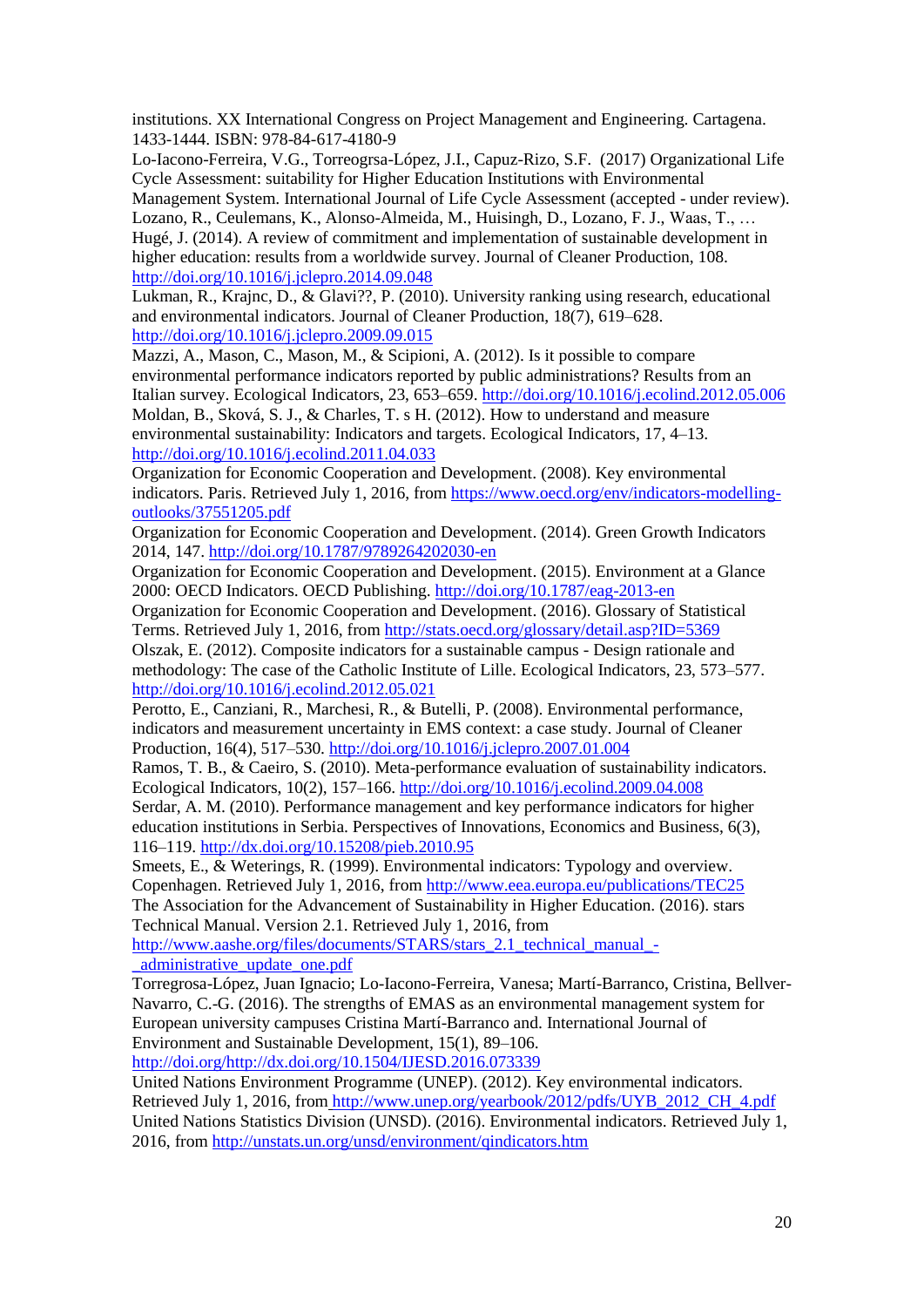institutions. XX International Congress on Project Management and Engineering. Cartagena. 1433-1444. ISBN: 978-84-617-4180-9

Lo-Iacono-Ferreira, V.G., Torreogrsa-López, J.I., Capuz-Rizo, S.F. (2017) Organizational Life Cycle Assessment: suitability for Higher Education Institutions with Environmental Management System. International Journal of Life Cycle Assessment (accepted - under review).

Lozano, R., Ceulemans, K., Alonso-Almeida, M., Huisingh, D., Lozano, F. J., Waas, T., … Hugé, J. (2014). A review of commitment and implementation of sustainable development in higher education: results from a worldwide survey. Journal of Cleaner Production, 108. http://doi.org/10.1016/j.jclepro.2014.09.048

Lukman, R., Krajnc, D., & Glavi??, P. (2010). University ranking using research, educational and environmental indicators. Journal of Cleaner Production, 18(7), 619–628. http://doi.org/10.1016/j.jclepro.2009.09.015

Mazzi, A., Mason, C., Mason, M., & Scipioni, A. (2012). Is it possible to compare environmental performance indicators reported by public administrations? Results from an Italian survey. Ecological Indicators, 23, 653–659. http://doi.org/10.1016/j.ecolind.2012.05.006

Moldan, B., Sková, S. J., & Charles, T. s H. (2012). How to understand and measure environmental sustainability: Indicators and targets. Ecological Indicators, 17, 4–13. http://doi.org/10.1016/j.ecolind.2011.04.033

Organization for Economic Cooperation and Development. (2008). Key environmental indicators. Paris. Retrieved July 1, 2016, from https://www.oecd.org/env/indicators-modelling-outlooks/37551205.pdf

Organization for Economic Cooperation and Development. (2014). Green Growth Indicators 2014, 147. http://doi.org/10.1787/9789264202030-en

Organization for Economic Cooperation and Development. (2015). Environment at a Glance 2000: OECD Indicators. OECD Publishing. http://doi.org/10.1787/eag-2013-en

Organization for Economic Cooperation and Development. (2016). Glossary of Statistical Terms. Retrieved July 1, 2016, from http://stats.oecd.org/glossary/detail.asp?ID=5369

Olszak, E. (2012). Composite indicators for a sustainable campus - Design rationale and methodology: The case of the Catholic Institute of Lille. Ecological Indicators, 23, 573–577. http://doi.org/10.1016/j.ecolind.2012.05.021

Perotto, E., Canziani, R., Marchesi, R., & Butelli, P. (2008). Environmental performance, indicators and measurement uncertainty in EMS context: a case study. Journal of Cleaner Production, 16(4), 517–530. http://doi.org/10.1016/j.jclepro.2007.01.004

Ramos, T. B., & Caeiro, S. (2010). Meta-performance evaluation of sustainability indicators. Ecological Indicators, 10(2), 157–166. http://doi.org/10.1016/j.ecolind.2009.04.008

Serdar, A. M. (2010). Performance management and key performance indicators for higher education institutions in Serbia. Perspectives of Innovations, Economics and Business, 6(3), 116–119. http://dx.doi.org/10.15208/pieb.2010.95

Smeets, E., & Weterings, R. (1999). Environmental indicators: Typology and overview. Copenhagen. Retrieved July 1, 2016, from http://www.eea.europa.eu/publications/TEC25

The Association for the Advancement of Sustainability in Higher Education. (2016). stars Technical Manual. Version 2.1. Retrieved July 1, 2016, from http://www.aashe.org/files/documents/STARS/stars_2.1_technical_manual_-_administrative_update_one.pdf

Torregrosa-López, Juan Ignacio; Lo-Iacono-Ferreira, Vanesa; Martí-Barranco, Cristina, Bellver-Navarro, C.-G. (2016). The strengths of EMAS as an environmental management system for European university campuses Cristina Martí-Barranco and. International Journal of Environment and Sustainable Development, 15(1), 89–106. http://doi.org/http://dx.doi.org/10.1504/IJESD.2016.073339

United Nations Environment Programme (UNEP). (2012). Key environmental indicators. Retrieved July 1, 2016, from http://www.unep.org/yearbook/2012/pdfs/UYB_2012_CH_4.pdf

United Nations Statistics Division (UNSD). (2016). Environmental indicators. Retrieved July 1, 2016, from http://unstats.un.org/unsd/environment/qindicators.htm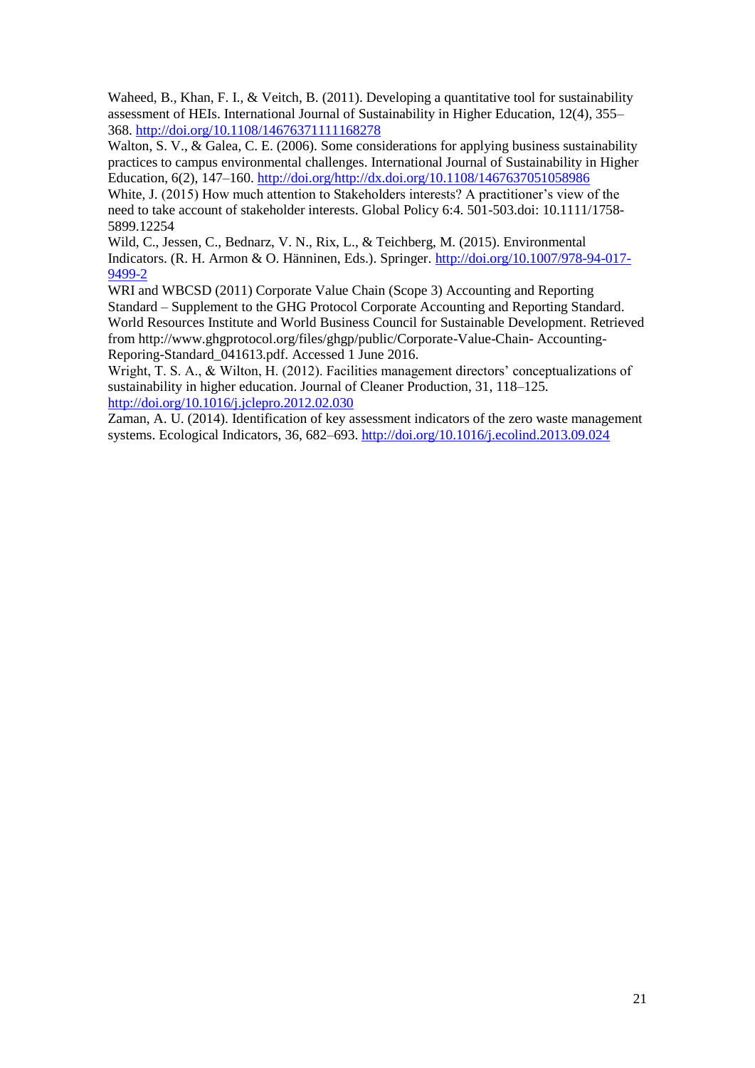Waheed, B., Khan, F. I., & Veitch, B. (2011). Developing a quantitative tool for sustainability assessment of HEIs. International Journal of Sustainability in Higher Education, 12(4), 355–368. http://doi.org/10.1108/14676371111168278

Walton, S. V., & Galea, C. E. (2006). Some considerations for applying business sustainability practices to campus environmental challenges. International Journal of Sustainability in Higher Education, 6(2), 147–160. http://doi.org/http://dx.doi.org/10.1108/1467637051058986

White, J. (2015) How much attention to Stakeholders interests? A practitioner's view of the need to take account of stakeholder interests. Global Policy 6:4. 501-503.doi: 10.1111/1758-5899.12254

Wild, C., Jessen, C., Bednarz, V. N., Rix, L., & Teichberg, M. (2015). Environmental Indicators. (R. H. Armon & O. Hänninen, Eds.). Springer. http://doi.org/10.1007/978-94-017-9499-2

WRI and WBCSD (2011) Corporate Value Chain (Scope 3) Accounting and Reporting Standard – Supplement to the GHG Protocol Corporate Accounting and Reporting Standard. World Resources Institute and World Business Council for Sustainable Development. Retrieved from http://www.ghgprotocol.org/files/ghgp/public/Corporate-Value-Chain- Accounting-Reporing-Standard_041613.pdf. Accessed 1 June 2016.

Wright, T. S. A., & Wilton, H. (2012). Facilities management directors' conceptualizations of sustainability in higher education. Journal of Cleaner Production, 31, 118–125. http://doi.org/10.1016/j.jclepro.2012.02.030

Zaman, A. U. (2014). Identification of key assessment indicators of the zero waste management systems. Ecological Indicators, 36, 682–693. http://doi.org/10.1016/j.ecolind.2013.09.024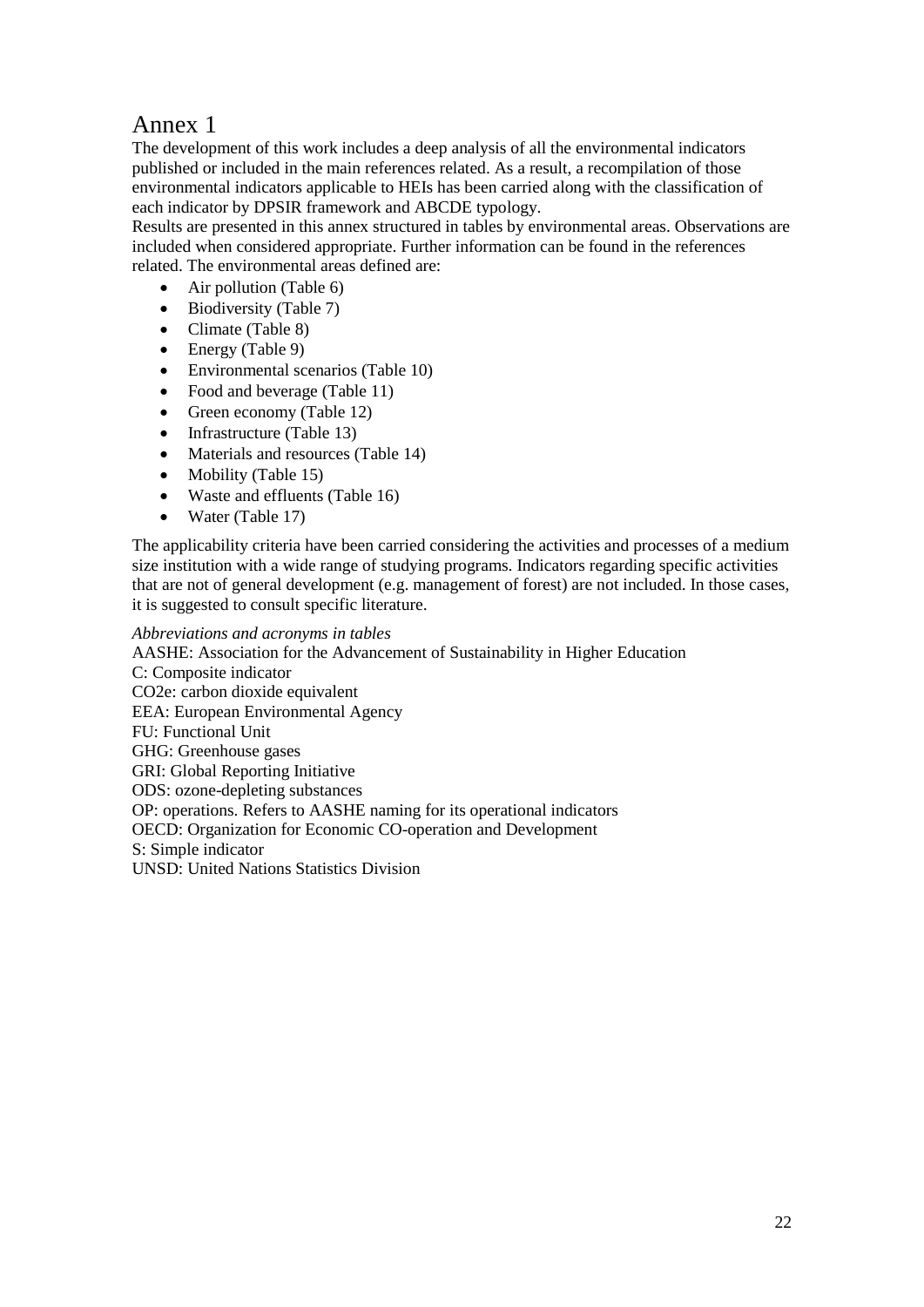# Annex 1

The development of this work includes a deep analysis of all the environmental indicators published or included in the main references related. As a result, a recompilation of those environmental indicators applicable to HEIs has been carried along with the classification of each indicator by DPSIR framework and ABCDE typology.

Results are presented in this annex structured in tables by environmental areas. Observations are included when considered appropriate. Further information can be found in the references related. The environmental areas defined are:

- Air pollution (Table 6)
- Biodiversity (Table 7)
- Climate (Table 8)
- Energy (Table 9)
- Environmental scenarios (Table 10)
- Food and beverage (Table 11)
- Green economy (Table 12)
- Infrastructure (Table 13)
- Materials and resources (Table 14)
- Mobility (Table 15)
- Waste and effluents (Table 16)
- Water (Table 17)

The applicability criteria have been carried considering the activities and processes of a medium size institution with a wide range of studying programs. Indicators regarding specific activities that are not of general development (e.g. management of forest) are not included. In those cases, it is suggested to consult specific literature.

*Abbreviations and acronyms in tables*

AASHE: Association for the Advancement of Sustainability in Higher Education
C: Composite indicator
$CO_2e$: carbon dioxide equivalent
EEA: European Environmental Agency
FU: Functional Unit
GHG: Greenhouse gases
GRI: Global Reporting Initiative
ODS: ozone-depleting substances
OP: operations. Refers to AASHE naming for its operational indicators
OECD: Organization for Economic CO-operation and Development
S: Simple indicator
UNSD: United Nations Statistics Division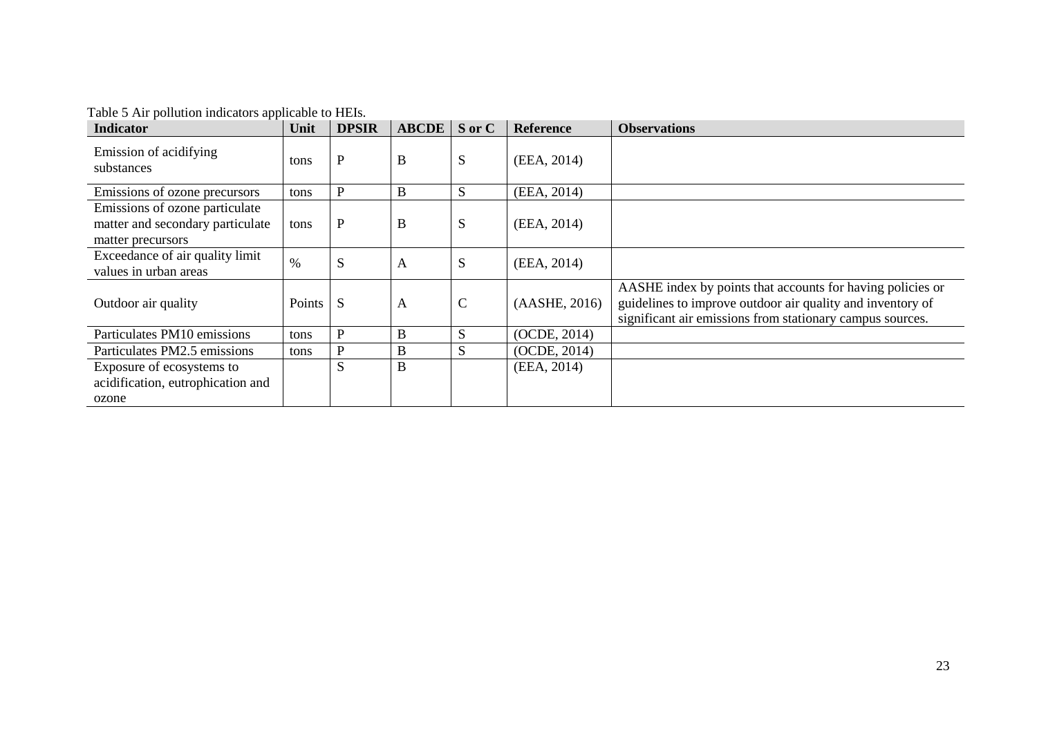Table 5 Air pollution indicators applicable to HEIs.

| Indicator | Unit | DPSIR | ABCDE | S or C | Reference | Observations |
|---|---|---|---|---|---|---|
| Emission of acidifying substances | tons | P | B | S | (EEA, 2014) | |
| Emissions of ozone precursors | tons | P | B | S | (EEA, 2014) | |
| Emissions of ozone particulate matter and secondary particulate matter precursors | tons | P | B | S | (EEA, 2014) | |
| Exceedance of air quality limit values in urban areas | % | S | A | S | (EEA, 2014) | |
| Outdoor air quality | Points | S | A | C | (AASHE, 2016) | AASHE index by points that accounts for having policies or guidelines to improve outdoor air quality and inventory of significant air emissions from stationary campus sources. |
| Particulates PM10 emissions | tons | P | B | S | (OCDE, 2014) | |
| Particulates PM2.5 emissions | tons | P | B | S | (OCDE, 2014) | |
| Exposure of ecosystems to acidification, eutrophication and ozone | | S | B | | (EEA, 2014) | |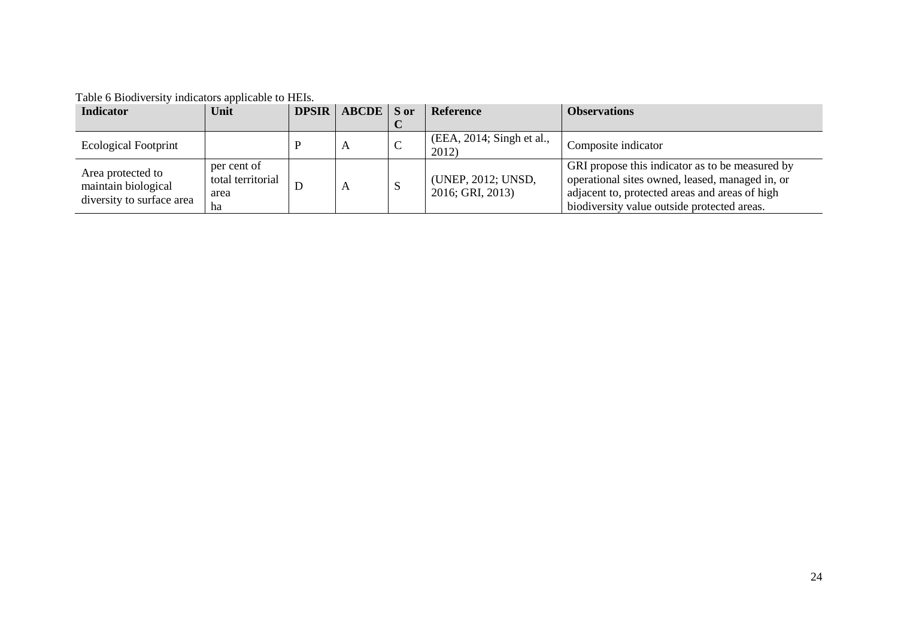Table 6 Biodiversity indicators applicable to HEIs.

| Indicator | Unit | DPSIR | ABCDE | S or C | Reference | Observations |
|---|---|---|---|---|---|---|
| Ecological Footprint | | P | A | C | (EEA, 2014; Singh et al., 2012) | Composite indicator |
| Area protected to maintain biological diversity to surface area | per cent of total territorial area ha | D | A | S | (UNEP, 2012; UNSD, 2016; GRI, 2013) | GRI propose this indicator as to be measured by operational sites owned, leased, managed in, or adjacent to, protected areas and areas of high biodiversity value outside protected areas. |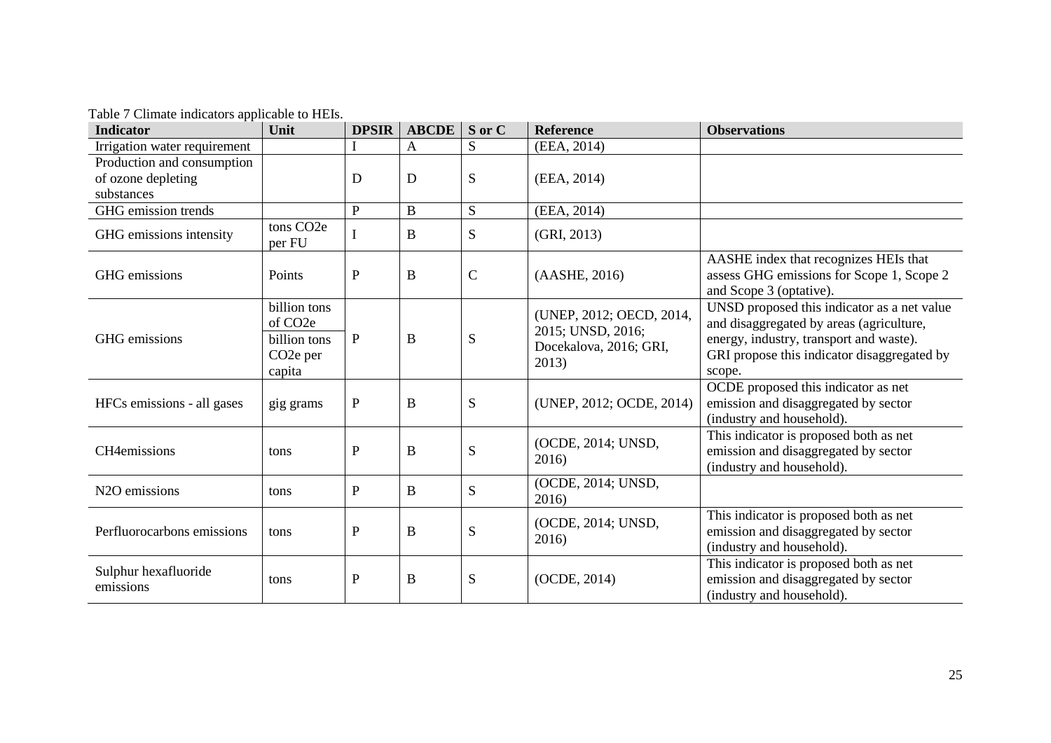Table 7 Climate indicators applicable to HEIs.

| Indicator | Unit | DPSIR | ABCDE | S or C | Reference | Observations |
|---|---|---|---|---|---|---|
| Irrigation water requirement | | I | A | S | (EEA, 2014) | |
| Production and consumption of ozone depleting substances | | D | D | S | (EEA, 2014) | |
| GHG emission trends | | P | B | S | (EEA, 2014) | |
| GHG emissions intensity | tons $CO_2e$ per FU | I | B | S | (GRI, 2013) | |
| GHG emissions | Points | P | B | C | (AASHE, 2016) | AASHE index that recognizes HEIs that assess GHG emissions for Scope 1, Scope 2 and Scope 3 (optative). |
| GHG emissions | billion tons of $CO_2e$; billion tons $CO_2e$ per capita | P | B | S | (UNEP, 2012; OECD, 2014, 2015; UNSD, 2016; Docekalova, 2016; GRI, 2013) | UNSD proposed this indicator as a net value and disaggregated by areas (agriculture, energy, industry, transport and waste). GRI propose this indicator disaggregated by scope. |
| HFCs emissions - all gases | gig grams | P | B | S | (UNEP, 2012; OCDE, 2014) | OCDE proposed this indicator as net emission and disaggregated by sector (industry and household). |
| $CH_4$emissions | tons | P | B | S | (OCDE, 2014; UNSD, 2016) | This indicator is proposed both as net emission and disaggregated by sector (industry and household). |
| $N_2O$ emissions | tons | P | B | S | (OCDE, 2014; UNSD, 2016) | |
| Perfluorocarbons emissions | tons | P | B | S | (OCDE, 2014; UNSD, 2016) | This indicator is proposed both as net emission and disaggregated by sector (industry and household). |
| Sulphur hexafluoride emissions | tons | P | B | S | (OCDE, 2014) | This indicator is proposed both as net emission and disaggregated by sector (industry and household). |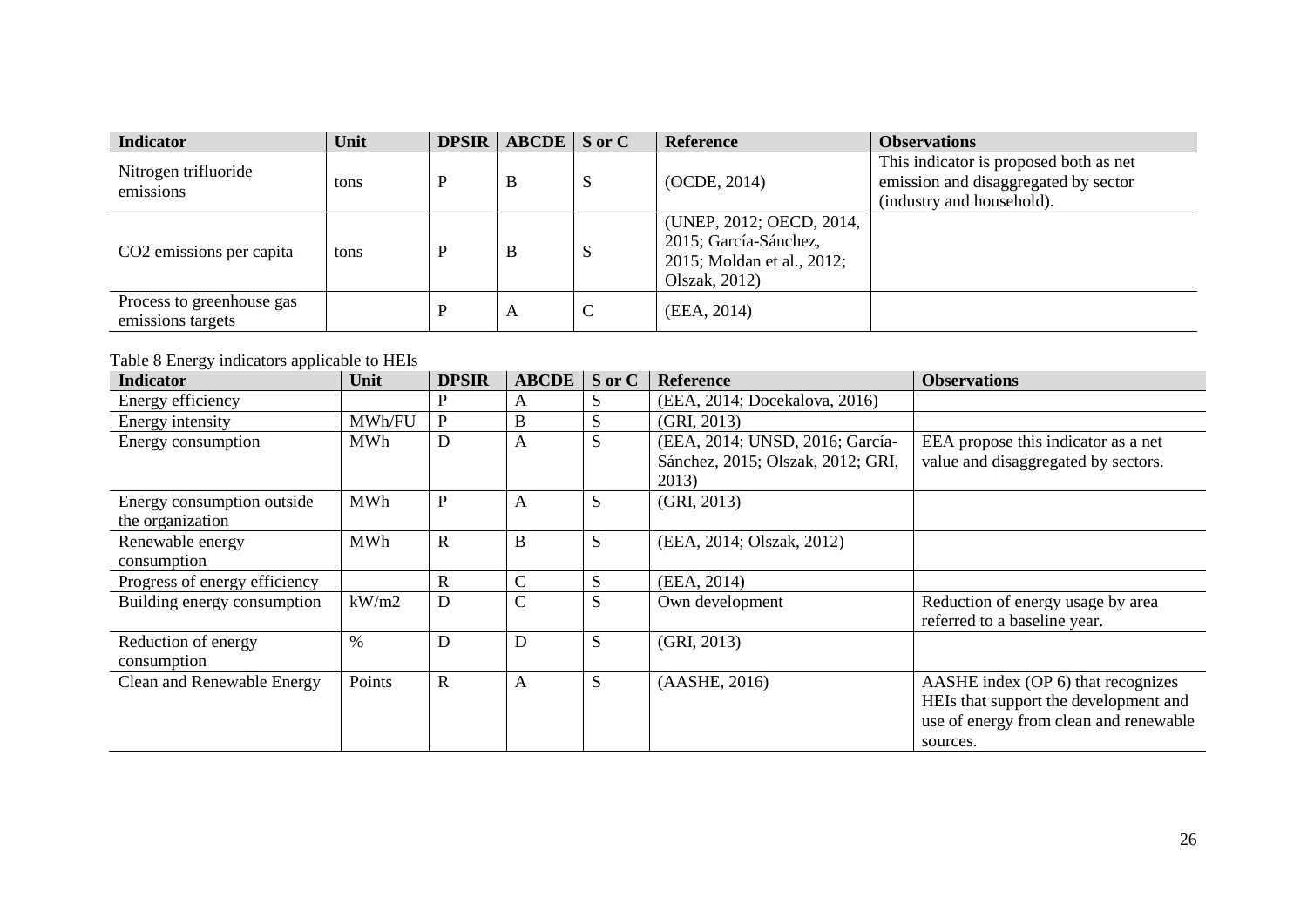| Indicator | Unit | DPSIR | ABCDE | S or C | Reference | Observations |
|---|---|---|---|---|---|---|
| Nitrogen trifluoride emissions | tons | P | B | S | (OCDE, 2014) | This indicator is proposed both as net emission and disaggregated by sector (industry and household). |
| $CO_2$ emissions per capita | tons | P | B | S | (UNEP, 2012; OECD, 2014, 2015; García-Sánchez, 2015; Moldan et al., 2012; Olszak, 2012) | |
| Process to greenhouse gas emissions targets | | P | A | C | (EEA, 2014) | |

Table 8 Energy indicators applicable to HEIs

| Indicator | Unit | DPSIR | ABCDE | S or C | Reference | Observations |
|---|---|---|---|---|---|---|
| Energy efficiency | | P | A | S | (EEA, 2014; Docekalova, 2016) | |
| Energy intensity | MWh/FU | P | B | S | (GRI, 2013) | |
| Energy consumption | MWh | D | A | S | (EEA, 2014; UNSD, 2016; García-Sánchez, 2015; Olszak, 2012; GRI, 2013) | EEA propose this indicator as a net value and disaggregated by sectors. |
| Energy consumption outside the organization | MWh | P | A | S | (GRI, 2013) | |
| Renewable energy consumption | MWh | R | B | S | (EEA, 2014; Olszak, 2012) | |
| Progress of energy efficiency | | R | C | S | (EEA, 2014) | |
| Building energy consumption | kW/m2 | D | C | S | Own development | Reduction of energy usage by area referred to a baseline year. |
| Reduction of energy consumption | % | D | D | S | (GRI, 2013) | |
| Clean and Renewable Energy | Points | R | A | S | (AASHE, 2016) | AASHE index (OP 6) that recognizes HEIs that support the development and use of energy from clean and renewable sources. |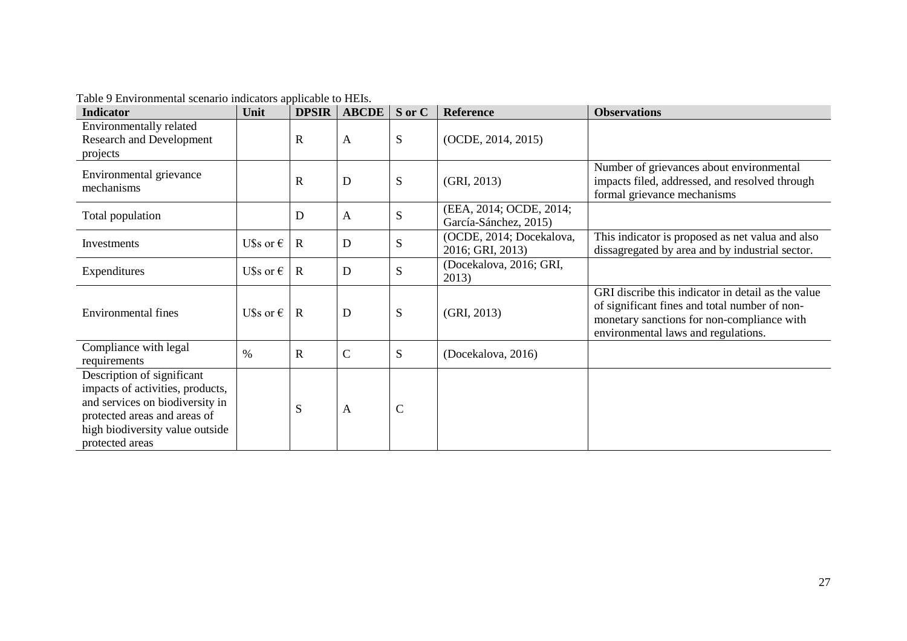Table 9 Environmental scenario indicators applicable to HEIs.

| Indicator | Unit | DPSIR | ABCDE | S or C | Reference | Observations |
|---|---|---|---|---|---|---|
| Environmentally related Research and Development projects | | R | A | S | (OCDE, 2014, 2015) | |
| Environmental grievance mechanisms | | R | D | S | (GRI, 2013) | Number of grievances about environmental impacts filed, addressed, and resolved through formal grievance mechanisms |
| Total population | | D | A | S | (EEA, 2014; OCDE, 2014; García-Sánchez, 2015) | |
| Investments | U$s or € | R | D | S | (OCDE, 2014; Docekalova, 2016; GRI, 2013) | This indicator is proposed as net valua and also dissagregated by area and by industrial sector. |
| Expenditures | U$s or € | R | D | S | (Docekalova, 2016; GRI, 2013) | |
| Environmental fines | U$s or € | R | D | S | (GRI, 2013) | GRI discribe this indicator in detail as the value of significant fines and total number of non-monetary sanctions for non-compliance with environmental laws and regulations. |
| Compliance with legal requirements | % | R | C | S | (Docekalova, 2016) | |
| Description of significant impacts of activities, products, and services on biodiversity in protected areas and areas of high biodiversity value outside protected areas | | S | A | C | | |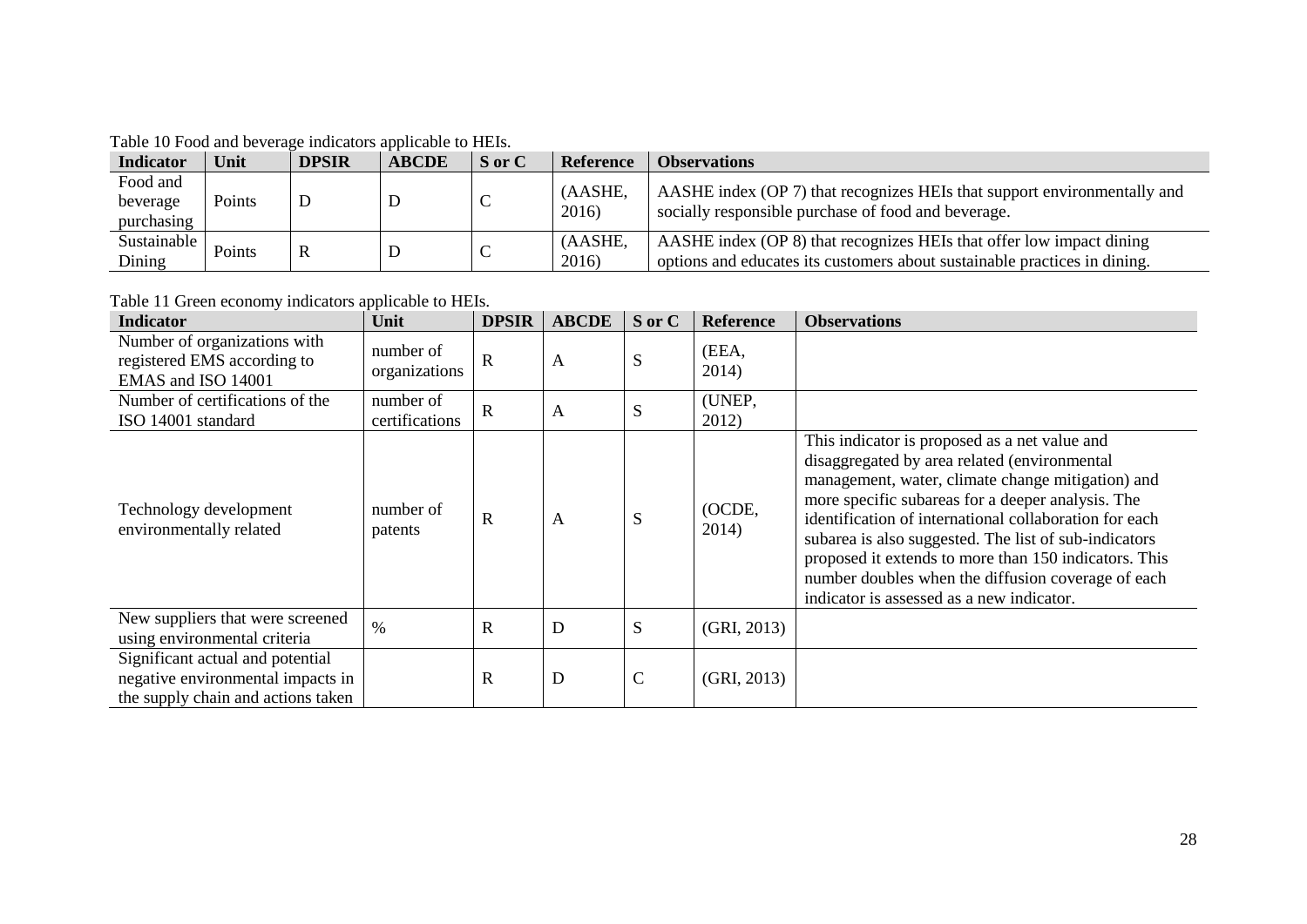Table 10 Food and beverage indicators applicable to HEIs.

| Indicator | Unit | DPSIR | ABCDE | S or C | Reference | Observations |
|---|---|---|---|---|---|---|
| Food and beverage purchasing | Points | D | D | C | (AASHE, 2016) | AASHE index (OP 7) that recognizes HEIs that support environmentally and socially responsible purchase of food and beverage. |
| Sustainable Dining | Points | R | D | C | (AASHE, 2016) | AASHE index (OP 8) that recognizes HEIs that offer low impact dining options and educates its customers about sustainable practices in dining. |

Table 11 Green economy indicators applicable to HEIs.

| Indicator | Unit | DPSIR | ABCDE | S or C | Reference | Observations |
|---|---|---|---|---|---|---|
| Number of organizations with registered EMS according to EMAS and ISO 14001 | number of organizations | R | A | S | (EEA, 2014) | |
| Number of certifications of the ISO 14001 standard | number of certifications | R | A | S | (UNEP, 2012) | |
| Technology development environmentally related | number of patents | R | A | S | (OCDE, 2014) | This indicator is proposed as a net value and disaggregated by area related (environmental management, water, climate change mitigation) and more specific subareas for a deeper analysis. The identification of international collaboration for each subarea is also suggested. The list of sub-indicators proposed it extends to more than 150 indicators. This number doubles when the diffusion coverage of each indicator is assessed as a new indicator. |
| New suppliers that were screened using environmental criteria | % | R | D | S | (GRI, 2013) | |
| Significant actual and potential negative environmental impacts in the supply chain and actions taken | | R | D | C | (GRI, 2013) | |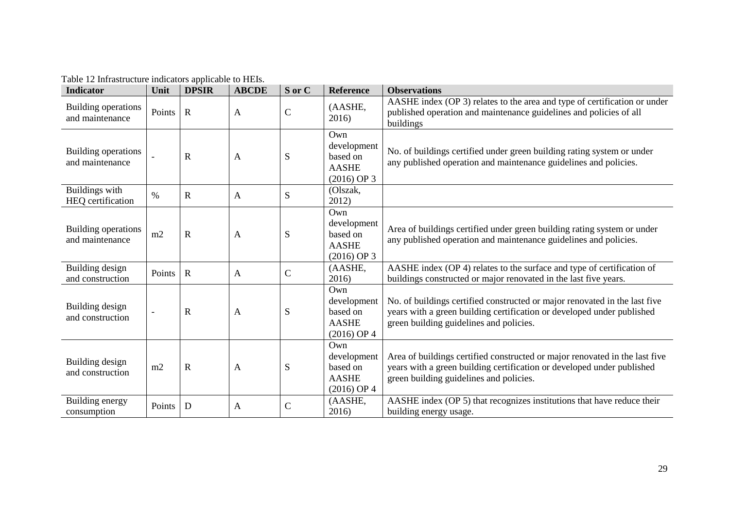Table 12 Infrastructure indicators applicable to HEIs.

| Indicator | Unit | DPSIR | ABCDE | S or C | Reference | Observations |
|---|---|---|---|---|---|---|
| Building operations and maintenance | Points | R | A | C | (AASHE, 2016) | AASHE index (OP 3) relates to the area and type of certification or under published operation and maintenance guidelines and policies of all buildings |
| Building operations and maintenance | - | R | A | S | Own development based on AASHE (2016) OP 3 | No. of buildings certified under green building rating system or under any published operation and maintenance guidelines and policies. |
| Buildings with HEQ certification | % | R | A | S | (Olszak, 2012) | |
| Building operations and maintenance | m2 | R | A | S | Own development based on AASHE (2016) OP 3 | Area of buildings certified under green building rating system or under any published operation and maintenance guidelines and policies. |
| Building design and construction | Points | R | A | C | (AASHE, 2016) | AASHE index (OP 4) relates to the surface and type of certification of buildings constructed or major renovated in the last five years. |
| Building design and construction | - | R | A | S | Own development based on AASHE (2016) OP 4 | No. of buildings certified constructed or major renovated in the last five years with a green building certification or developed under published green building guidelines and policies. |
| Building design and construction | m2 | R | A | S | Own development based on AASHE (2016) OP 4 | Area of buildings certified constructed or major renovated in the last five years with a green building certification or developed under published green building guidelines and policies. |
| Building energy consumption | Points | D | A | C | (AASHE, 2016) | AASHE index (OP 5) that recognizes institutions that have reduce their building energy usage. |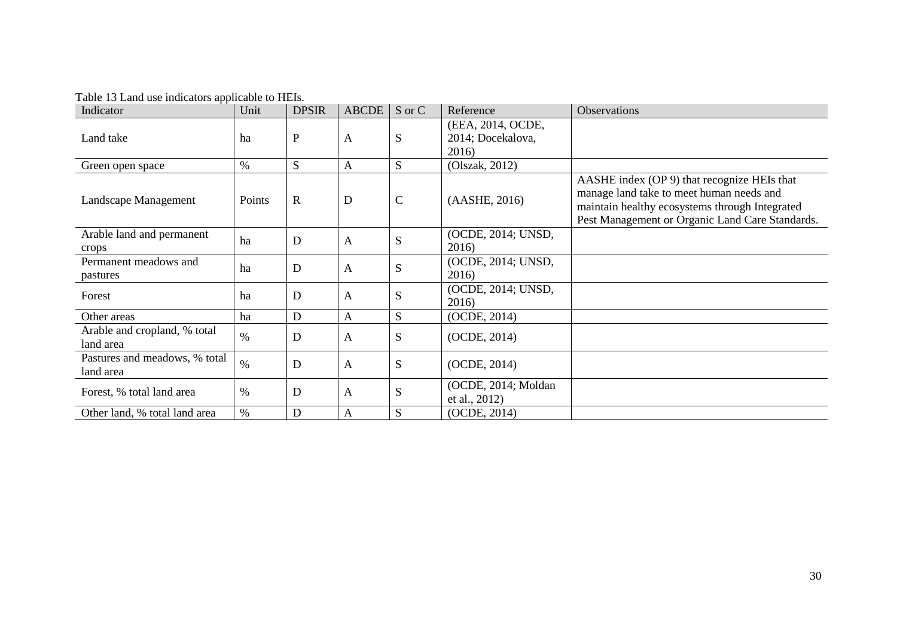Table 13 Land use indicators applicable to HEIs.

| Indicator | Unit | DPSIR | ABCDE | S or C | Reference | Observations |
| --- | --- | --- | --- | --- | --- | --- |
| Land take | ha | P | A | S | (EEA, 2014, OCDE, 2014; Docekalova, 2016) | |
| Green open space | % | S | A | S | (Olszak, 2012) | |
| Landscape Management | Points | R | D | C | (AASHE, 2016) | AASHE index (OP 9) that recognize HEIs that manage land take to meet human needs and maintain healthy ecosystems through Integrated Pest Management or Organic Land Care Standards. |
| Arable land and permanent crops | ha | D | A | S | (OCDE, 2014; UNSD, 2016) | |
| Permanent meadows and pastures | ha | D | A | S | (OCDE, 2014; UNSD, 2016) | |
| Forest | ha | D | A | S | (OCDE, 2014; UNSD, 2016) | |
| Other areas | ha | D | A | S | (OCDE, 2014) | |
| Arable and cropland, % total land area | % | D | A | S | (OCDE, 2014) | |
| Pastures and meadows, % total land area | % | D | A | S | (OCDE, 2014) | |
| Forest, % total land area | % | D | A | S | (OCDE, 2014; Moldan et al., 2012) | |
| Other land, % total land area | % | D | A | S | (OCDE, 2014) | |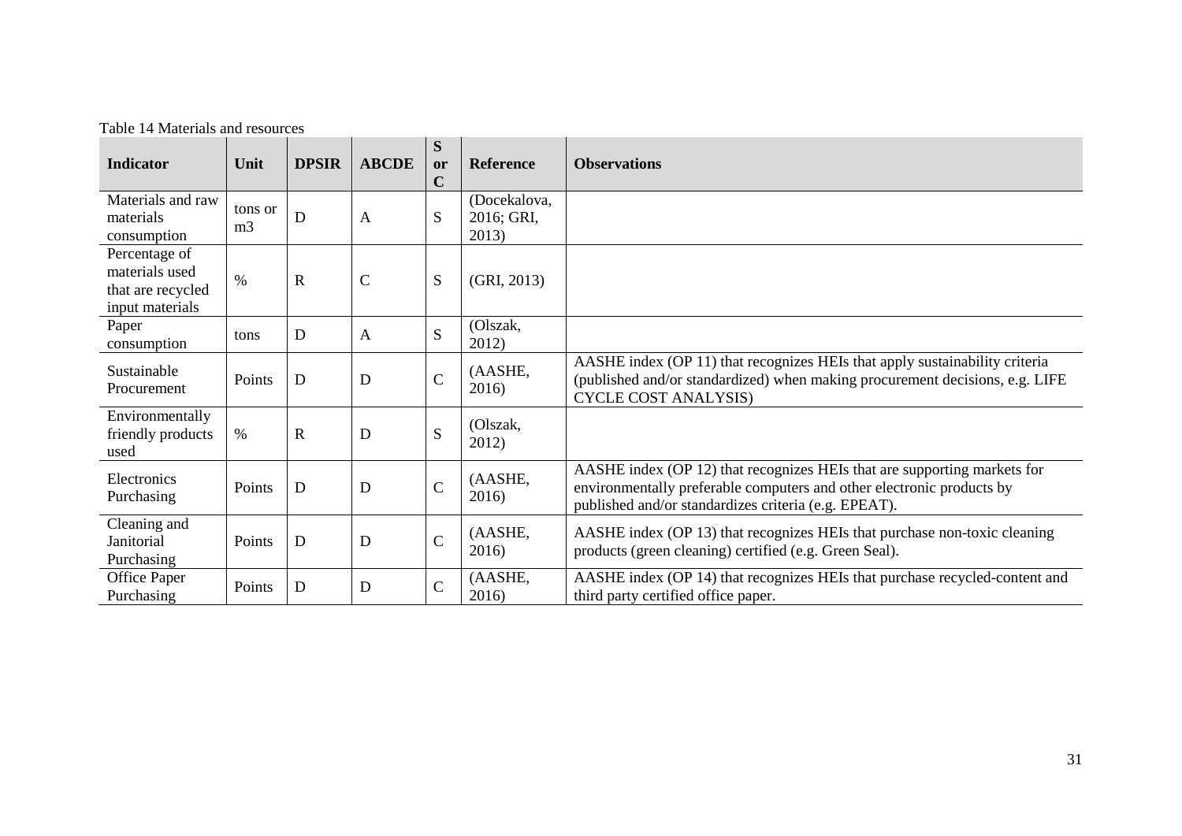Table 14 Materials and resources

| Indicator | Unit | DPSIR | ABCDE | S or C | Reference | Observations |
|---|---|---|---|---|---|---|
| Materials and raw materials consumption | tons or m3 | D | A | S | (Docekalova, 2016; GRI, 2013) | |
| Percentage of materials used that are recycled input materials | % | R | C | S | (GRI, 2013) | |
| Paper consumption | tons | D | A | S | (Olszak, 2012) | |
| Sustainable Procurement | Points | D | D | C | (AASHE, 2016) | AASHE index (OP 11) that recognizes HEIs that apply sustainability criteria (published and/or standardized) when making procurement decisions, e.g. LIFE CYCLE COST ANALYSIS) |
| Environmentally friendly products used | % | R | D | S | (Olszak, 2012) | |
| Electronics Purchasing | Points | D | D | C | (AASHE, 2016) | AASHE index (OP 12) that recognizes HEIs that are supporting markets for environmentally preferable computers and other electronic products by published and/or standardizes criteria (e.g. EPEAT). |
| Cleaning and Janitorial Purchasing | Points | D | D | C | (AASHE, 2016) | AASHE index (OP 13) that recognizes HEIs that purchase non-toxic cleaning products (green cleaning) certified (e.g. Green Seal). |
| Office Paper Purchasing | Points | D | D | C | (AASHE, 2016) | AASHE index (OP 14) that recognizes HEIs that purchase recycled-content and third party certified office paper. |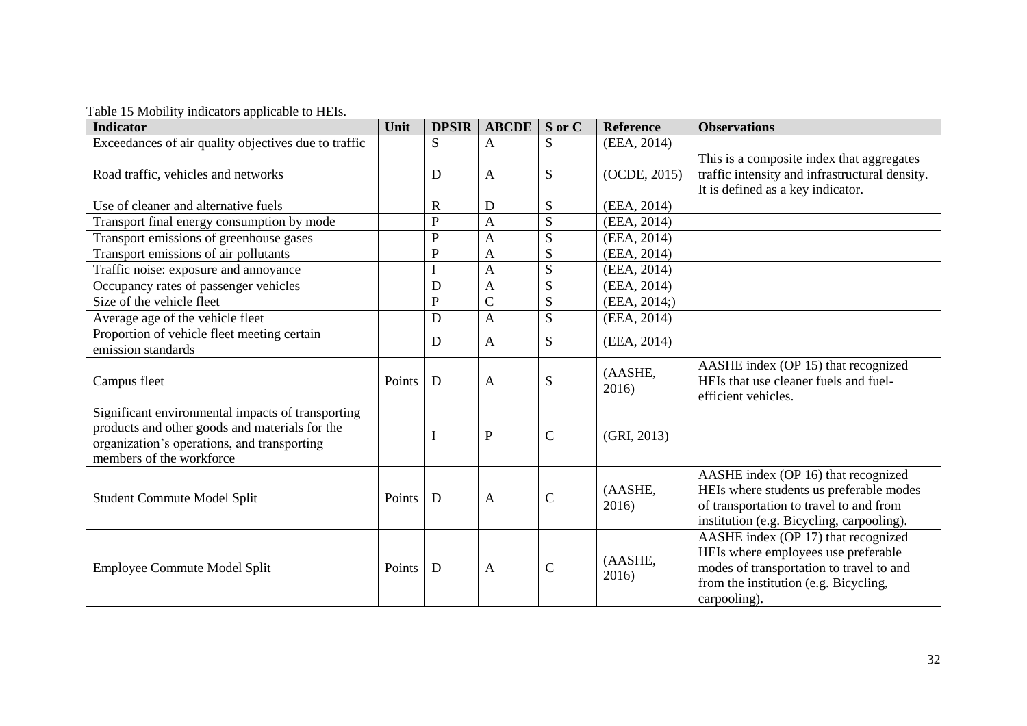Table 15 Mobility indicators applicable to HEIs.

| Indicator | Unit | DPSIR | ABCDE | S or C | Reference | Observations |
|---|---|---|---|---|---|---|
| Exceedances of air quality objectives due to traffic | | S | A | S | (EEA, 2014) | |
| Road traffic, vehicles and networks | | D | A | S | (OCDE, 2015) | This is a composite index that aggregates traffic intensity and infrastructural density. It is defined as a key indicator. |
| Use of cleaner and alternative fuels | | R | D | S | (EEA, 2014) | |
| Transport final energy consumption by mode | | P | A | S | (EEA, 2014) | |
| Transport emissions of greenhouse gases | | P | A | S | (EEA, 2014) | |
| Transport emissions of air pollutants | | P | A | S | (EEA, 2014) | |
| Traffic noise: exposure and annoyance | | I | A | S | (EEA, 2014) | |
| Occupancy rates of passenger vehicles | | D | A | S | (EEA, 2014) | |
| Size of the vehicle fleet | | P | C | S | (EEA, 2014;) | |
| Average age of the vehicle fleet | | D | A | S | (EEA, 2014) | |
| Proportion of vehicle fleet meeting certain emission standards | | D | A | S | (EEA, 2014) | |
| Campus fleet | Points | D | A | S | (AASHE, 2016) | AASHE index (OP 15) that recognized HEIs that use cleaner fuels and fuel-efficient vehicles. |
| Significant environmental impacts of transporting products and other goods and materials for the organization's operations, and transporting members of the workforce | | I | P | C | (GRI, 2013) | |
| Student Commute Model Split | Points | D | A | C | (AASHE, 2016) | AASHE index (OP 16) that recognized HEIs where students us preferable modes of transportation to travel to and from institution (e.g. Bicycling, carpooling). |
| Employee Commute Model Split | Points | D | A | C | (AASHE, 2016) | AASHE index (OP 17) that recognized HEIs where employees use preferable modes of transportation to travel to and from the institution (e.g. Bicycling, carpooling). |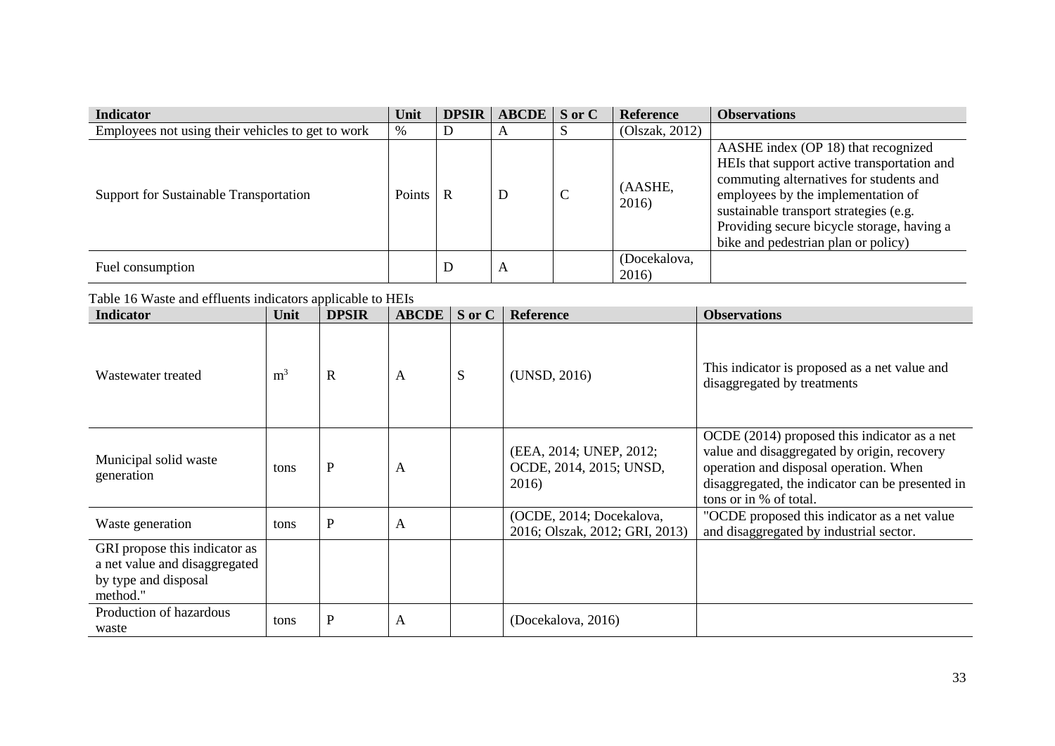| Indicator | Unit | DPSIR | ABCDE | S or C | Reference | Observations |
|---|---|---|---|---|---|---|
| Employees not using their vehicles to get to work | % | D | A | S | (Olszak, 2012) | |
| Support for Sustainable Transportation | Points | R | D | C | (AASHE, 2016) | AASHE index (OP 18) that recognized HEIs that support active transportation and commuting alternatives for students and employees by the implementation of sustainable transport strategies (e.g. Providing secure bicycle storage, having a bike and pedestrian plan or policy) |
| Fuel consumption | | D | A | | (Docekalova, 2016) | |

Table 16 Waste and effluents indicators applicable to HEIs

| Indicator | Unit | DPSIR | ABCDE | S or C | Reference | Observations |
|---|---|---|---|---|---|---|
| Wastewater treated | $m^3$ | R | A | S | (UNSD, 2016) | This indicator is proposed as a net value and disaggregated by treatments |
| Municipal solid waste generation | tons | P | A | | (EEA, 2014; UNEP, 2012; OCDE, 2014, 2015; UNSD, 2016) | OCDE (2014) proposed this indicator as a net value and disaggregated by origin, recovery operation and disposal operation. When disaggregated, the indicator can be presented in tons or in % of total. |
| Waste generation | tons | P | A | | (OCDE, 2014; Docekalova, 2016; Olszak, 2012; GRI, 2013) | "OCDE proposed this indicator as a net value and disaggregated by industrial sector. |
| GRI propose this indicator as a net value and disaggregated by type and disposal method." | | | | | | |
| Production of hazardous waste | tons | P | A | | (Docekalova, 2016) | |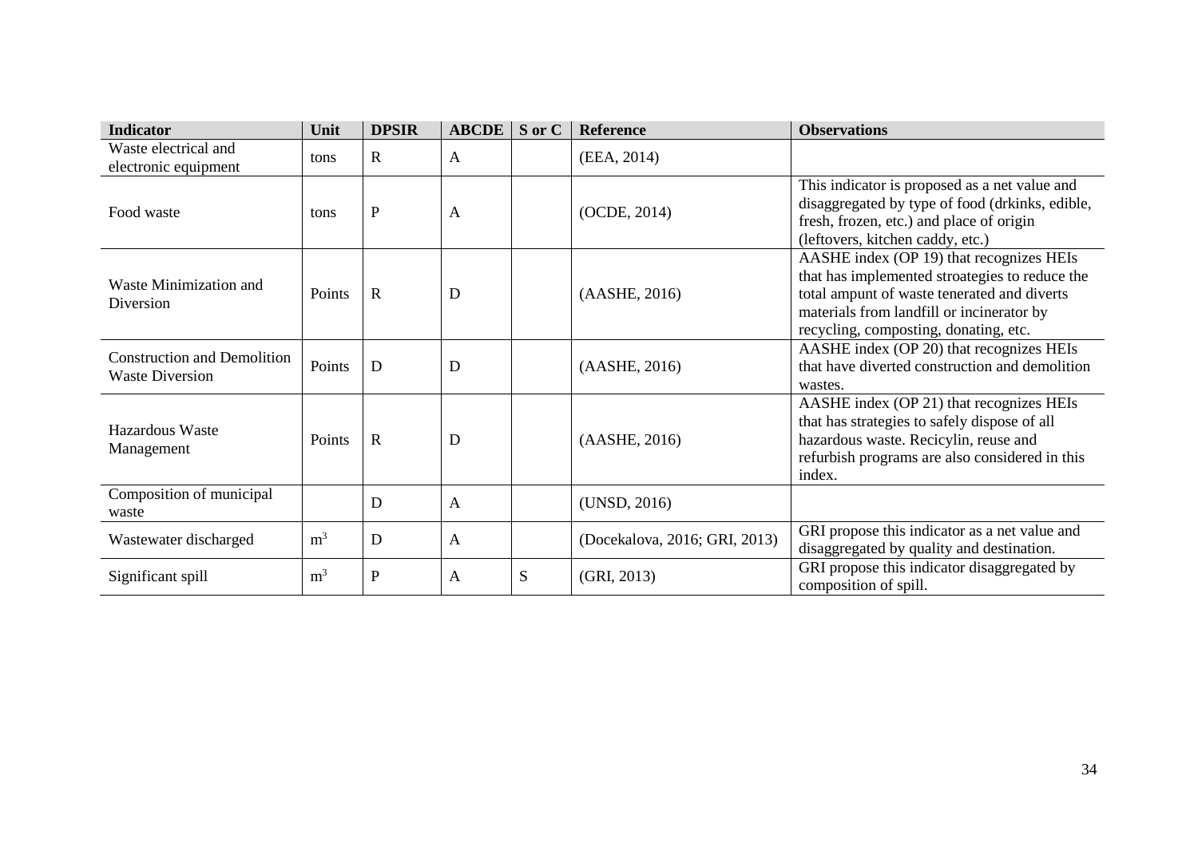| Indicator | Unit | DPSIR | ABCDE | S or C | Reference | Observations |
|---|---|---|---|---|---|---|
| Waste electrical and electronic equipment | tons | R | A | | (EEA, 2014) | |
| Food waste | tons | P | A | | (OCDE, 2014) | This indicator is proposed as a net value and disaggregated by type of food (drkinks, edible, fresh, frozen, etc.) and place of origin (leftovers, kitchen caddy, etc.) |
| Waste Minimization and Diversion | Points | R | D | | (AASHE, 2016) | AASHE index (OP 19) that recognizes HEIs that has implemented stroategies to reduce the total ampunt of waste tenerated and diverts materials from landfill or incinerator by recycling, composting, donating, etc. |
| Construction and Demolition Waste Diversion | Points | D | D | | (AASHE, 2016) | AASHE index (OP 20) that recognizes HEIs that have diverted construction and demolition wastes. |
| Hazardous Waste Management | Points | R | D | | (AASHE, 2016) | AASHE index (OP 21) that recognizes HEIs that has strategies to safely dispose of all hazardous waste. Recicylin, reuse and refurbish programs are also considered in this index. |
| Composition of municipal waste | | D | A | | (UNSD, 2016) | |
| Wastewater discharged | $m^3$ | D | A | | (Docekalova, 2016; GRI, 2013) | GRI propose this indicator as a net value and disaggregated by quality and destination. |
| Significant spill | $m^3$ | P | A | S | (GRI, 2013) | GRI propose this indicator disaggregated by composition of spill. |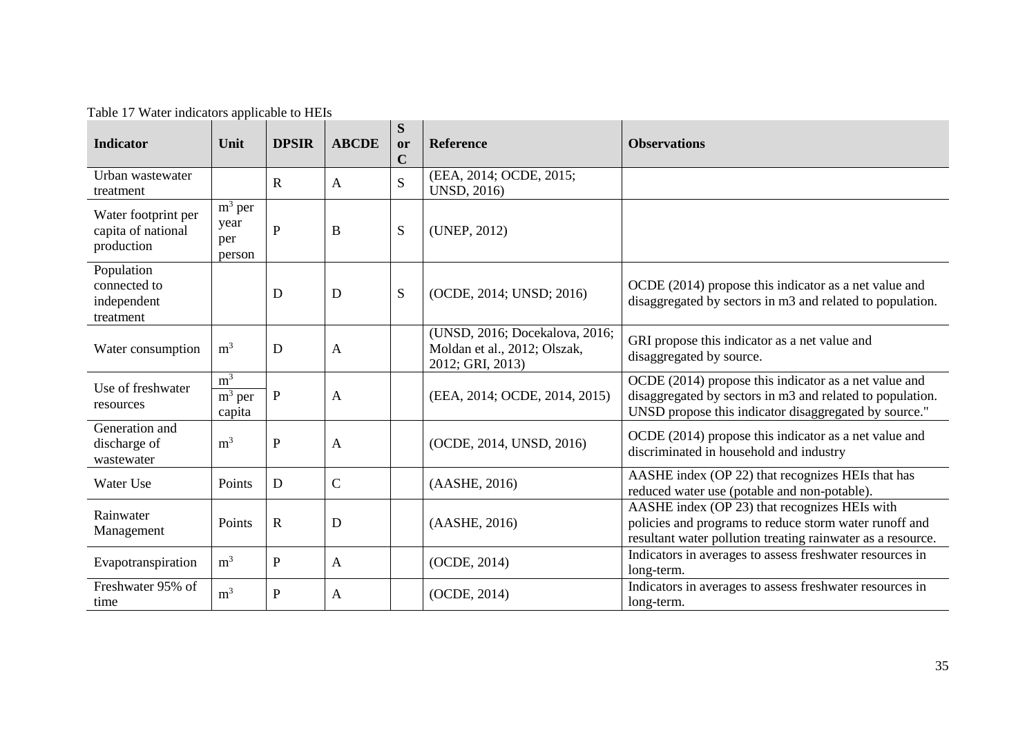Table 17 Water indicators applicable to HEIs

| Indicator | Unit | DPSIR | ABCDE | S or C | Reference | Observations |
|---|---|---|---|---|---|---|
| Urban wastewater treatment | | R | A | S | (EEA, 2014; OCDE, 2015; UNSD, 2016) | |
| Water footprint per capita of national production | $m^3$ per year per person | P | B | S | (UNEP, 2012) | |
| Population connected to independent treatment | | D | D | S | (OCDE, 2014; UNSD; 2016) | OCDE (2014) propose this indicator as a net value and disaggregated by sectors in m3 and related to population. |
| Water consumption | $m^3$ | D | A | | (UNSD, 2016; Docekalova, 2016; Moldan et al., 2012; Olszak, 2012; GRI, 2013) | GRI propose this indicator as a net value and disaggregated by source. |
| Use of freshwater resources | $m^3$<br>$m^3$ per capita | P | A | | (EEA, 2014; OCDE, 2014, 2015) | OCDE (2014) propose this indicator as a net value and disaggregated by sectors in m3 and related to population. UNSD propose this indicator disaggregated by source." |
| Generation and discharge of wastewater | $m^3$ | P | A | | (OCDE, 2014, UNSD, 2016) | OCDE (2014) propose this indicator as a net value and discriminated in household and industry |
| Water Use | Points | D | C | | (AASHE, 2016) | AASHE index (OP 22) that recognizes HEIs that has reduced water use (potable and non-potable). |
| Rainwater Management | Points | R | D | | (AASHE, 2016) | AASHE index (OP 23) that recognizes HEIs with policies and programs to reduce storm water runoff and resultant water pollution treating rainwater as a resource. |
| Evapotranspiration | $m^3$ | P | A | | (OCDE, 2014) | Indicators in averages to assess freshwater resources in long-term. |
| Freshwater 95% of time | $m^3$ | P | A | | (OCDE, 2014) | Indicators in averages to assess freshwater resources in long-term. |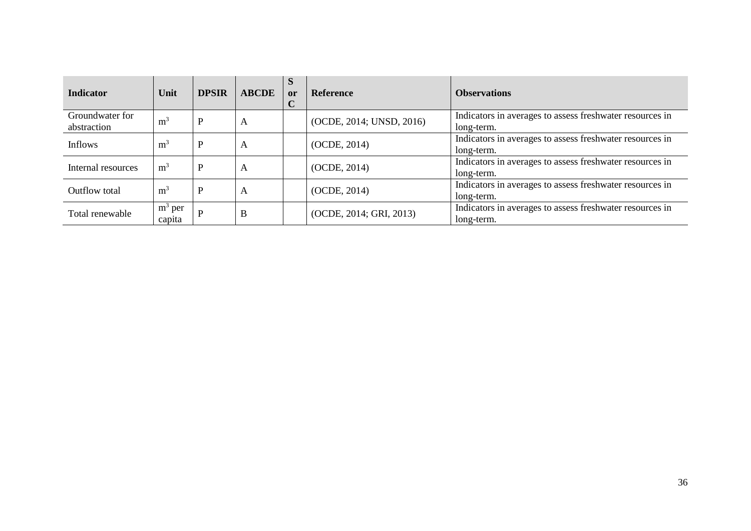| **Indicator** | **Unit** | **DPSIR** | **ABCDE** | **S or C** | **Reference** | **Observations** |
|---|---|---|---|---|---|---|
| Groundwater for abstraction | $m^3$ | P | A | | (OCDE, 2014; UNSD, 2016) | Indicators in averages to assess freshwater resources in long-term. |
| Inflows | $m^3$ | P | A | | (OCDE, 2014) | Indicators in averages to assess freshwater resources in long-term. |
| Internal resources | $m^3$ | P | A | | (OCDE, 2014) | Indicators in averages to assess freshwater resources in long-term. |
| Outflow total | $m^3$ | P | A | | (OCDE, 2014) | Indicators in averages to assess freshwater resources in long-term. |
| Total renewable | $m^3$ per capita | P | B | | (OCDE, 2014; GRI, 2013) | Indicators in averages to assess freshwater resources in long-term. |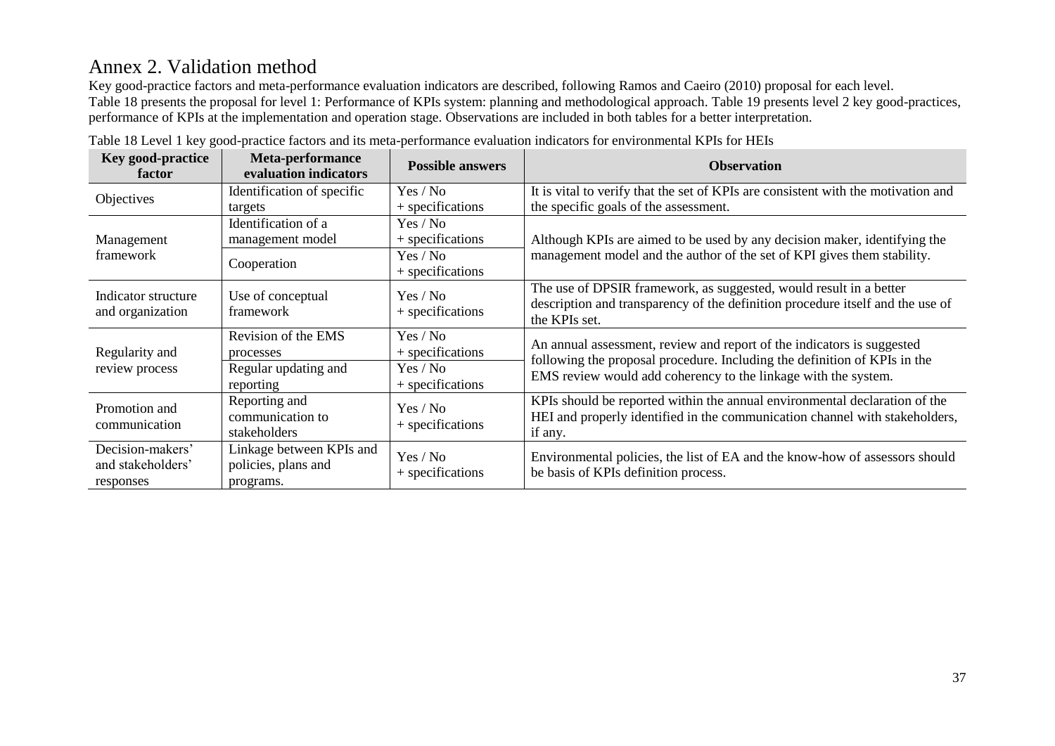# Annex 2. Validation method

Key good-practice factors and meta-performance evaluation indicators are described, following Ramos and Caeiro (2010) proposal for each level. Table 18 presents the proposal for level 1: Performance of KPIs system: planning and methodological approach. Table 19 presents level 2 key good-practices, performance of KPIs at the implementation and operation stage. Observations are included in both tables for a better interpretation.

Table 18 Level 1 key good-practice factors and its meta-performance evaluation indicators for environmental KPIs for HEIs

| Key good-practice factor | Meta-performance evaluation indicators | Possible answers | Observation |
|---|---|---|---|
| Objectives | Identification of specific targets | Yes / No + specifications | It is vital to verify that the set of KPIs are consistent with the motivation and the specific goals of the assessment. |
| Management framework | Identification of a management model | Yes / No + specifications | Although KPIs are aimed to be used by any decision maker, identifying the management model and the author of the set of KPI gives them stability. |
| | Cooperation | Yes / No + specifications | |
| Indicator structure and organization | Use of conceptual framework | Yes / No + specifications | The use of DPSIR framework, as suggested, would result in a better description and transparency of the definition procedure itself and the use of the KPIs set. |
| Regularity and review process | Revision of the EMS processes | Yes / No + specifications | An annual assessment, review and report of the indicators is suggested following the proposal procedure. Including the definition of KPIs in the EMS review would add coherency to the linkage with the system. |
| | Regular updating and reporting | Yes / No + specifications | |
| Promotion and communication | Reporting and communication to stakeholders | Yes / No + specifications | KPIs should be reported within the annual environmental declaration of the HEI and properly identified in the communication channel with stakeholders, if any. |
| Decision-makers' and stakeholders' responses | Linkage between KPIs and policies, plans and programs. | Yes / No + specifications | Environmental policies, the list of EA and the know-how of assessors should be basis of KPIs definition process. |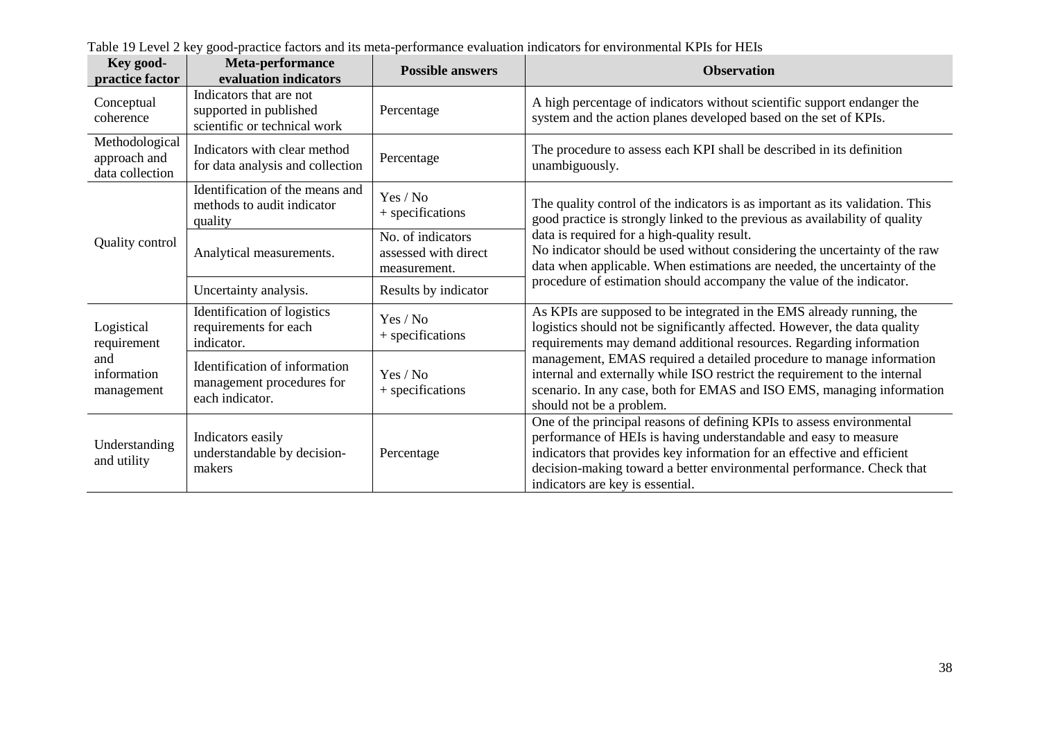Table 19 Level 2 key good-practice factors and its meta-performance evaluation indicators for environmental KPIs for HEIs

| Key good-practice factor | Meta-performance evaluation indicators | Possible answers | Observation |
|---|---|---|---|
| Conceptual coherence | Indicators that are not supported in published scientific or technical work | Percentage | A high percentage of indicators without scientific support endanger the system and the action planes developed based on the set of KPIs. |
| Methodological approach and data collection | Indicators with clear method for data analysis and collection | Percentage | The procedure to assess each KPI shall be described in its definition unambiguously. |
| Quality control | Identification of the means and methods to audit indicator quality | Yes / No + specifications | The quality control of the indicators is as important as its validation. This good practice is strongly linked to the previous as availability of quality data is required for a high-quality result. No indicator should be used without considering the uncertainty of the raw data when applicable. When estimations are needed, the uncertainty of the procedure of estimation should accompany the value of the indicator. |
| | Analytical measurements. | No. of indicators assessed with direct measurement. | |
| | Uncertainty analysis. | Results by indicator | |
| Logistical requirement and information management | Identification of logistics requirements for each indicator. | Yes / No + specifications | As KPIs are supposed to be integrated in the EMS already running, the logistics should not be significantly affected. However, the data quality requirements may demand additional resources. Regarding information management, EMAS required a detailed procedure to manage information internal and externally while ISO restrict the requirement to the internal scenario. In any case, both for EMAS and ISO EMS, managing information should not be a problem. |
| | Identification of information management procedures for each indicator. | Yes / No + specifications | |
| Understanding and utility | Indicators easily understandable by decision-makers | Percentage | One of the principal reasons of defining KPIs to assess environmental performance of HEIs is having understandable and easy to measure indicators that provides key information for an effective and efficient decision-making toward a better environmental performance. Check that indicators are key is essential. |